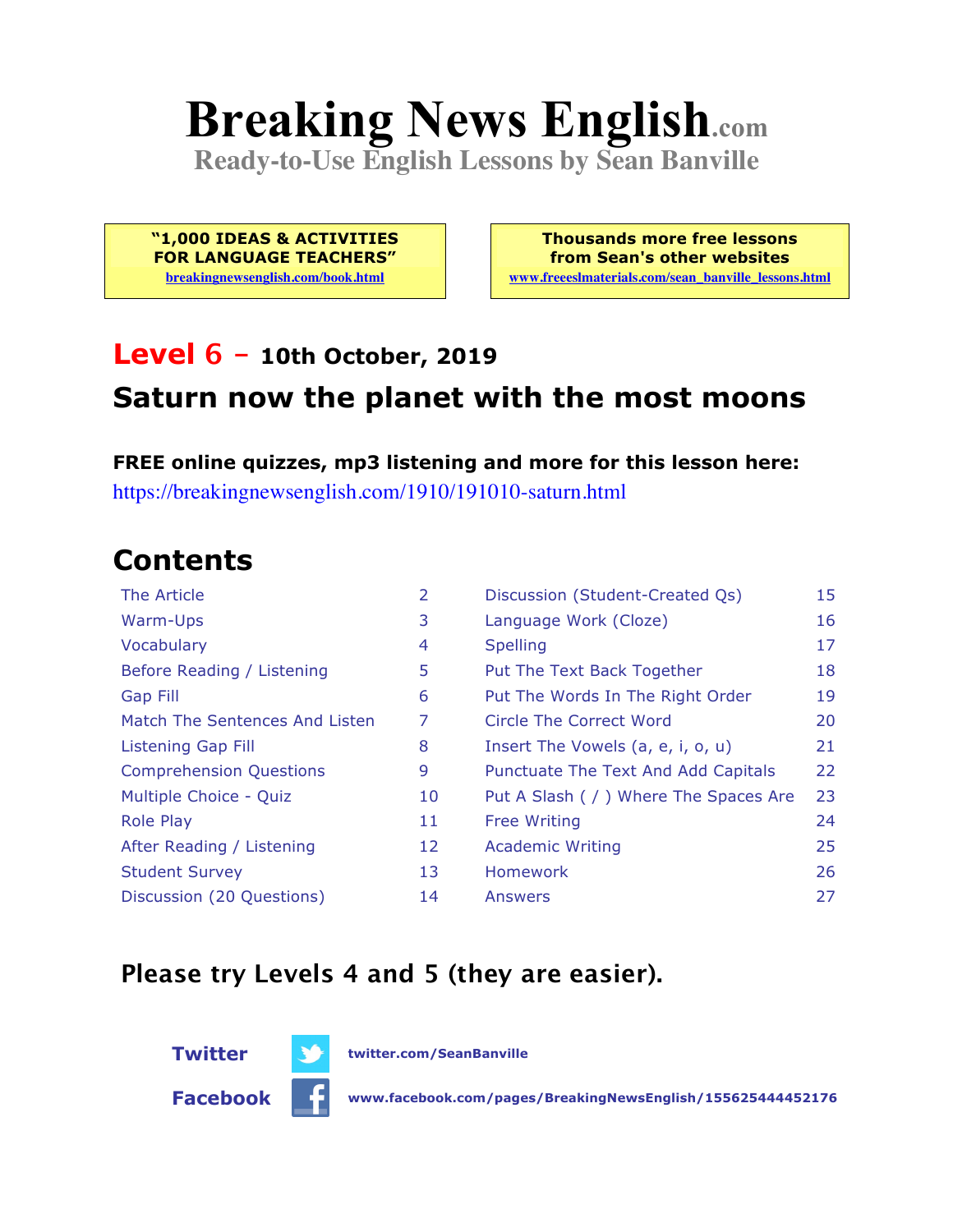# Breaking News English.com

**Ready-to-Use English Lessons by Sean Banville**

**"1,000 IDEAS & ACTIVITIES FOR LANGUAGE TEACHERS"**
breakingnewsenglish.com/book.html

**Thousands more free lessons from Sean's other websites**
www.freeeslmaterials.com/sean_banville_lessons.html

## Level 6 – 10th October, 2019

## Saturn now the planet with the most moons

**FREE online quizzes, mp3 listening and more for this lesson here:**
https://breakingnewsenglish.com/1910/191010-saturn.html

## Contents

| | | | |
|---|---|---|---|
| The Article | 2 | Discussion (Student-Created Qs) | 15 |
| Warm-Ups | 3 | Language Work (Cloze) | 16 |
| Vocabulary | 4 | Spelling | 17 |
| Before Reading / Listening | 5 | Put The Text Back Together | 18 |
| Gap Fill | 6 | Put The Words In The Right Order | 19 |
| Match The Sentences And Listen | 7 | Circle The Correct Word | 20 |
| Listening Gap Fill | 8 | Insert The Vowels (a, e, i, o, u) | 21 |
| Comprehension Questions | 9 | Punctuate The Text And Add Capitals | 22 |
| Multiple Choice - Quiz | 10 | Put A Slash ( / ) Where The Spaces Are | 23 |
| Role Play | 11 | Free Writing | 24 |
| After Reading / Listening | 12 | Academic Writing | 25 |
| Student Survey | 13 | Homework | 26 |
| Discussion (20 Questions) | 14 | Answers | 27 |

### Please try Levels 4 and 5 (they are easier).

**Twitter** twitter.com/SeanBanville

**Facebook** www.facebook.com/pages/BreakingNewsEnglish/155625444452176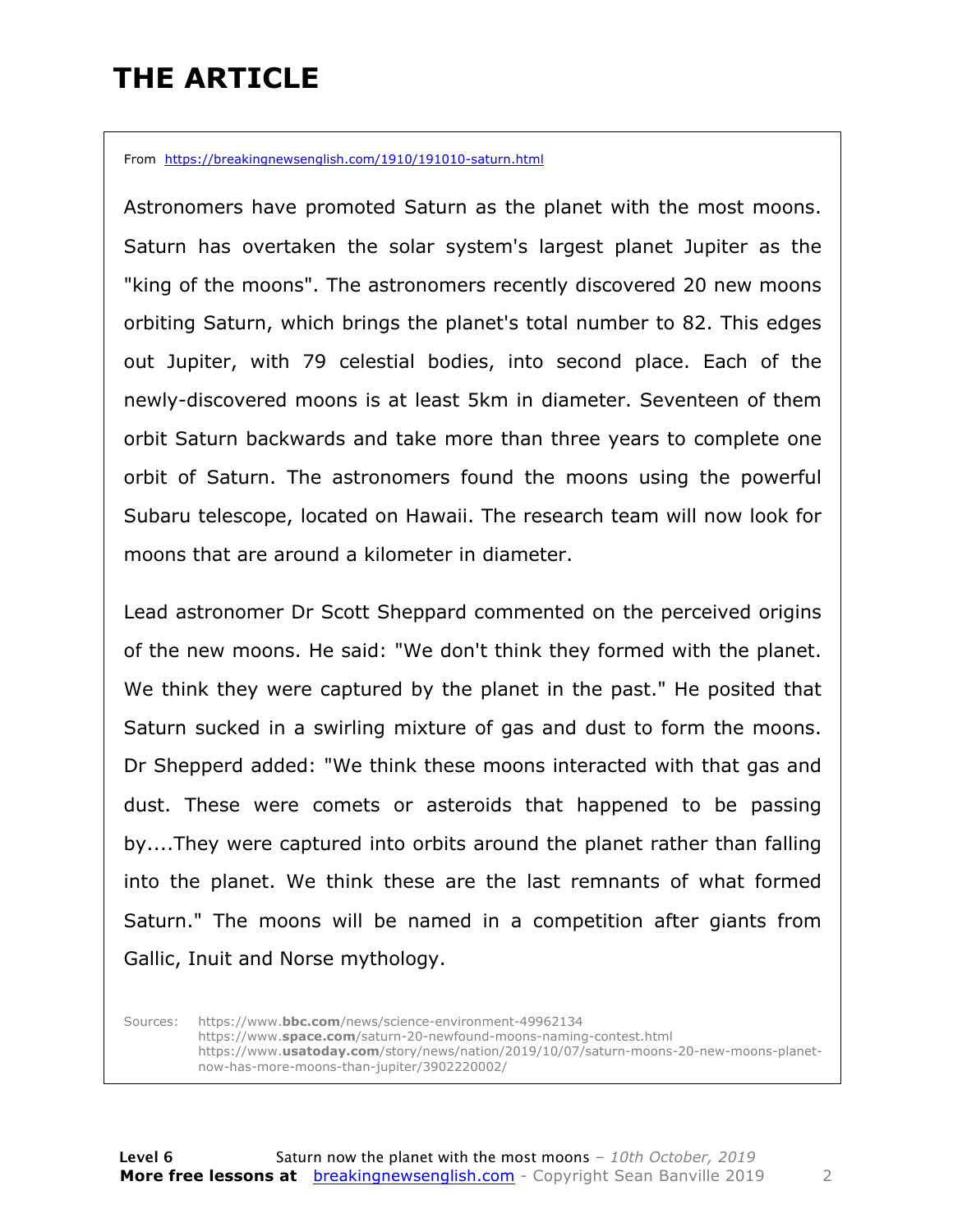# THE ARTICLE

From https://breakingnewsenglish.com/1910/191010-saturn.html

Astronomers have promoted Saturn as the planet with the most moons. Saturn has overtaken the solar system's largest planet Jupiter as the "king of the moons". The astronomers recently discovered 20 new moons orbiting Saturn, which brings the planet's total number to 82. This edges out Jupiter, with 79 celestial bodies, into second place. Each of the newly-discovered moons is at least 5km in diameter. Seventeen of them orbit Saturn backwards and take more than three years to complete one orbit of Saturn. The astronomers found the moons using the powerful Subaru telescope, located on Hawaii. The research team will now look for moons that are around a kilometer in diameter.

Lead astronomer Dr Scott Sheppard commented on the perceived origins of the new moons. He said: "We don't think they formed with the planet. We think they were captured by the planet in the past." He posited that Saturn sucked in a swirling mixture of gas and dust to form the moons. Dr Shepperd added: "We think these moons interacted with that gas and dust. These were comets or asteroids that happened to be passing by....They were captured into orbits around the planet rather than falling into the planet. We think these are the last remnants of what formed Saturn." The moons will be named in a competition after giants from Gallic, Inuit and Norse mythology.

Sources: https://www.bbc.com/news/science-environment-49962134
https://www.space.com/saturn-20-newfound-moons-naming-contest.html
https://www.usatoday.com/story/news/nation/2019/10/07/saturn-moons-20-new-moons-planet-now-has-more-moons-than-jupiter/3902220002/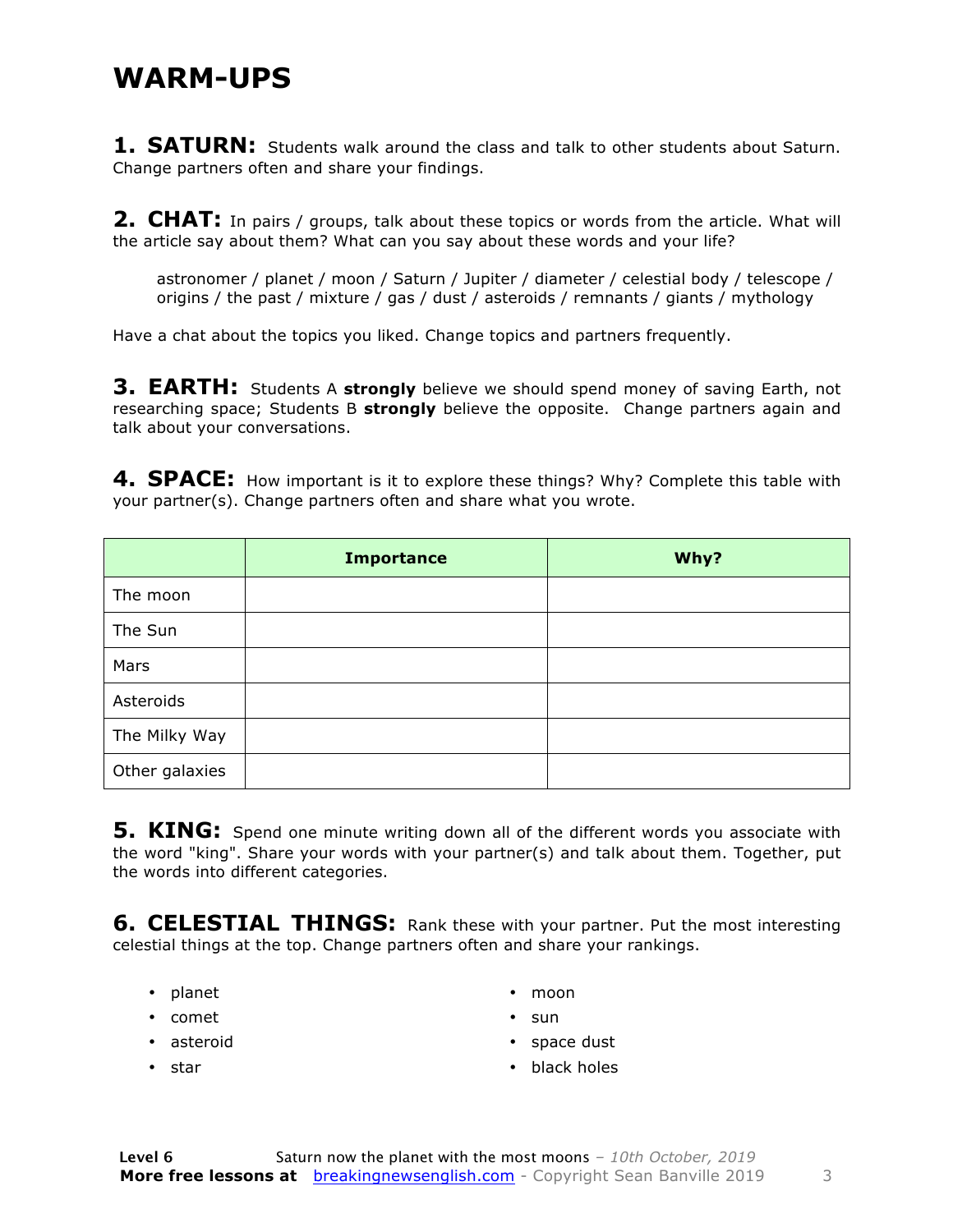# WARM-UPS

**1. SATURN:** Students walk around the class and talk to other students about Saturn. Change partners often and share your findings.

**2. CHAT:** In pairs / groups, talk about these topics or words from the article. What will the article say about them? What can you say about these words and your life?

> astronomer / planet / moon / Saturn / Jupiter / diameter / celestial body / telescope / origins / the past / mixture / gas / dust / asteroids / remnants / giants / mythology

Have a chat about the topics you liked. Change topics and partners frequently.

**3. EARTH:** Students A **strongly** believe we should spend money of saving Earth, not researching space; Students B **strongly** believe the opposite. Change partners again and talk about your conversations.

**4. SPACE:** How important is it to explore these things? Why? Complete this table with your partner(s). Change partners often and share what you wrote.

| | Importance | Why? |
|---|---|---|
| The moon | | |
| The Sun | | |
| Mars | | |
| Asteroids | | |
| The Milky Way | | |
| Other galaxies | | |

**5. KING:** Spend one minute writing down all of the different words you associate with the word "king". Share your words with your partner(s) and talk about them. Together, put the words into different categories.

**6. CELESTIAL THINGS:** Rank these with your partner. Put the most interesting celestial things at the top. Change partners often and share your rankings.

- planet
- comet
- asteroid
- star
- moon
- sun
- space dust
- black holes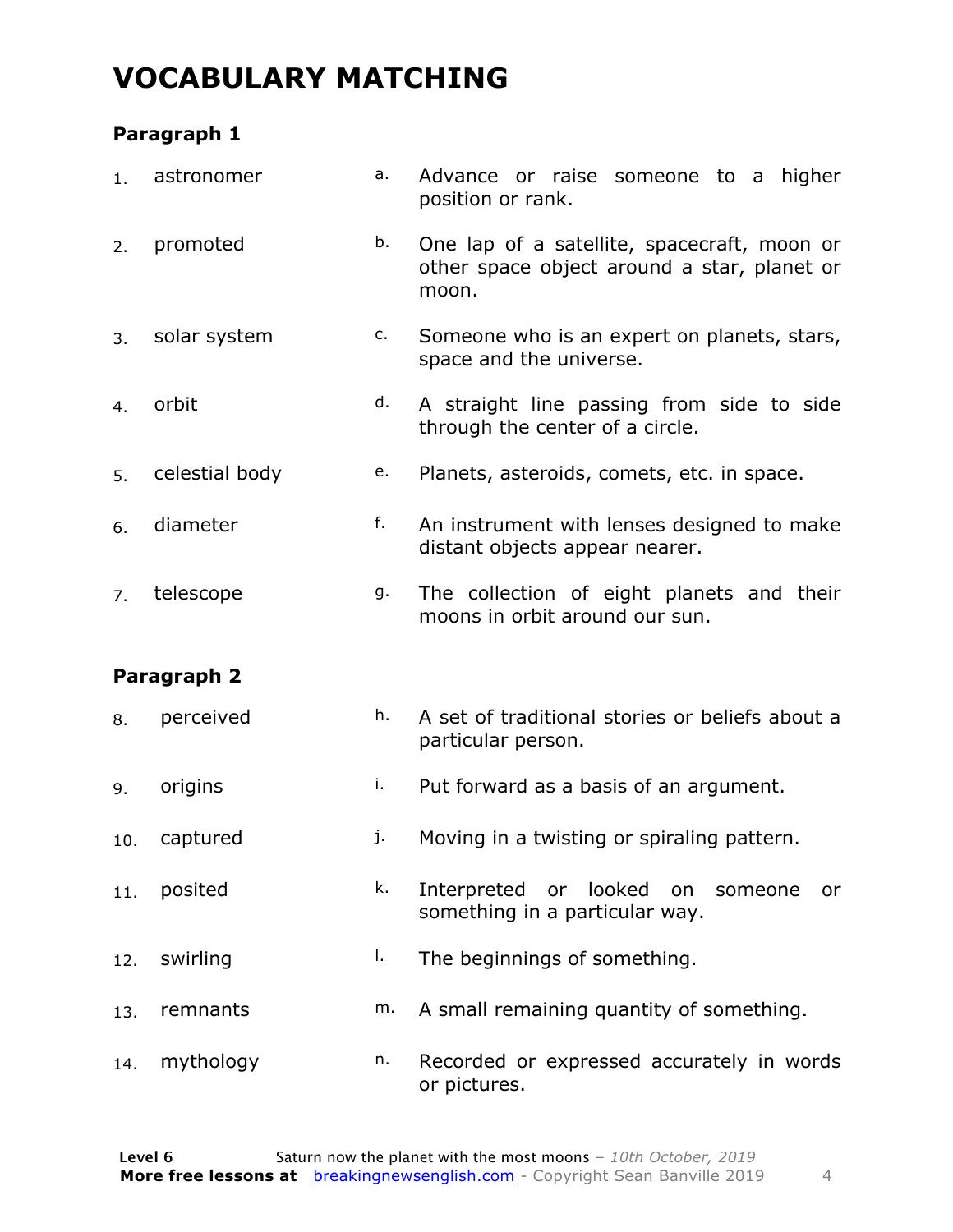# VOCABULARY MATCHING

### Paragraph 1

| | | | |
|---|---|---|---|
| 1. | astronomer | a. | Advance or raise someone to a higher position or rank. |
| 2. | promoted | b. | One lap of a satellite, spacecraft, moon or other space object around a star, planet or moon. |
| 3. | solar system | c. | Someone who is an expert on planets, stars, space and the universe. |
| 4. | orbit | d. | A straight line passing from side to side through the center of a circle. |
| 5. | celestial body | e. | Planets, asteroids, comets, etc. in space. |
| 6. | diameter | f. | An instrument with lenses designed to make distant objects appear nearer. |
| 7. | telescope | g. | The collection of eight planets and their moons in orbit around our sun. |

### Paragraph 2

| | | | |
|---|---|---|---|
| 8. | perceived | h. | A set of traditional stories or beliefs about a particular person. |
| 9. | origins | i. | Put forward as a basis of an argument. |
| 10. | captured | j. | Moving in a twisting or spiraling pattern. |
| 11. | posited | k. | Interpreted or looked on someone or something in a particular way. |
| 12. | swirling | l. | The beginnings of something. |
| 13. | remnants | m. | A small remaining quantity of something. |
| 14. | mythology | n. | Recorded or expressed accurately in words or pictures. |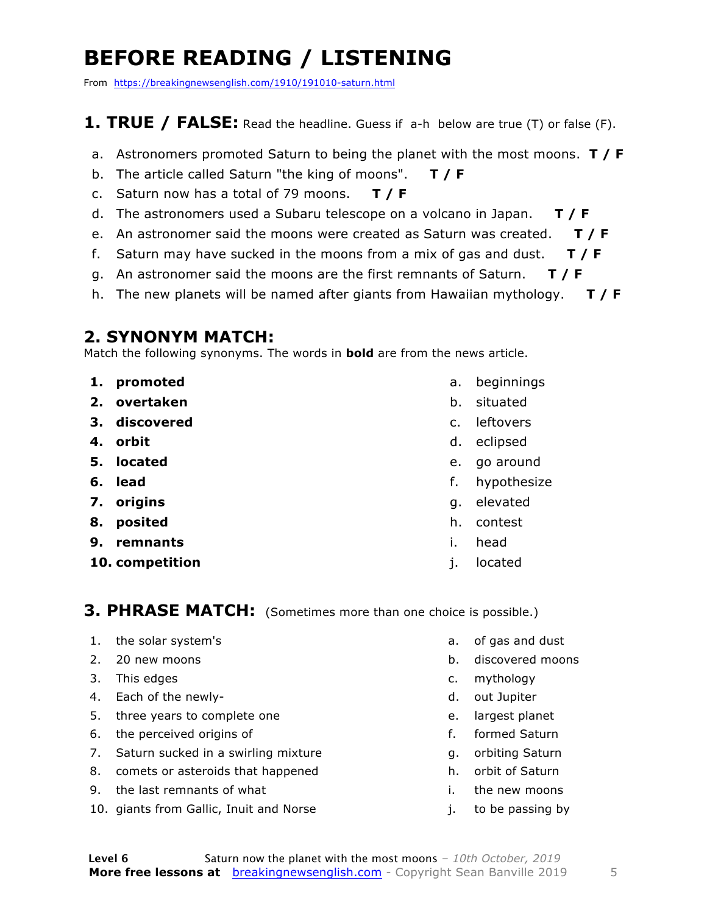# BEFORE READING / LISTENING

From https://breakingnewsenglish.com/1910/191010-saturn.html

## 1. TRUE / FALSE: Read the headline. Guess if a-h below are true (T) or false (F).

a. Astronomers promoted Saturn to being the planet with the most moons. **T / F**
b. The article called Saturn "the king of moons". **T / F**
c. Saturn now has a total of 79 moons. **T / F**
d. The astronomers used a Subaru telescope on a volcano in Japan. **T / F**
e. An astronomer said the moons were created as Saturn was created. **T / F**
f. Saturn may have sucked in the moons from a mix of gas and dust. **T / F**
g. An astronomer said the moons are the first remnants of Saturn. **T / F**
h. The new planets will be named after giants from Hawaiian mythology. **T / F**

## 2. SYNONYM MATCH:

Match the following synonyms. The words in **bold** are from the news article.

1. **promoted**
2. **overtaken**
3. **discovered**
4. **orbit**
5. **located**
6. **lead**
7. **origins**
8. **posited**
9. **remnants**
10. **competition**

a. beginnings
b. situated
c. leftovers
d. eclipsed
e. go around
f. hypothesize
g. elevated
h. contest
i. head
j. located

## 3. PHRASE MATCH: (Sometimes more than one choice is possible.)

1. the solar system's
2. 20 new moons
3. This edges
4. Each of the newly-
5. three years to complete one
6. the perceived origins of
7. Saturn sucked in a swirling mixture
8. comets or asteroids that happened
9. the last remnants of what
10. giants from Gallic, Inuit and Norse

a. of gas and dust
b. discovered moons
c. mythology
d. out Jupiter
e. largest planet
f. formed Saturn
g. orbiting Saturn
h. orbit of Saturn
i. the new moons
j. to be passing by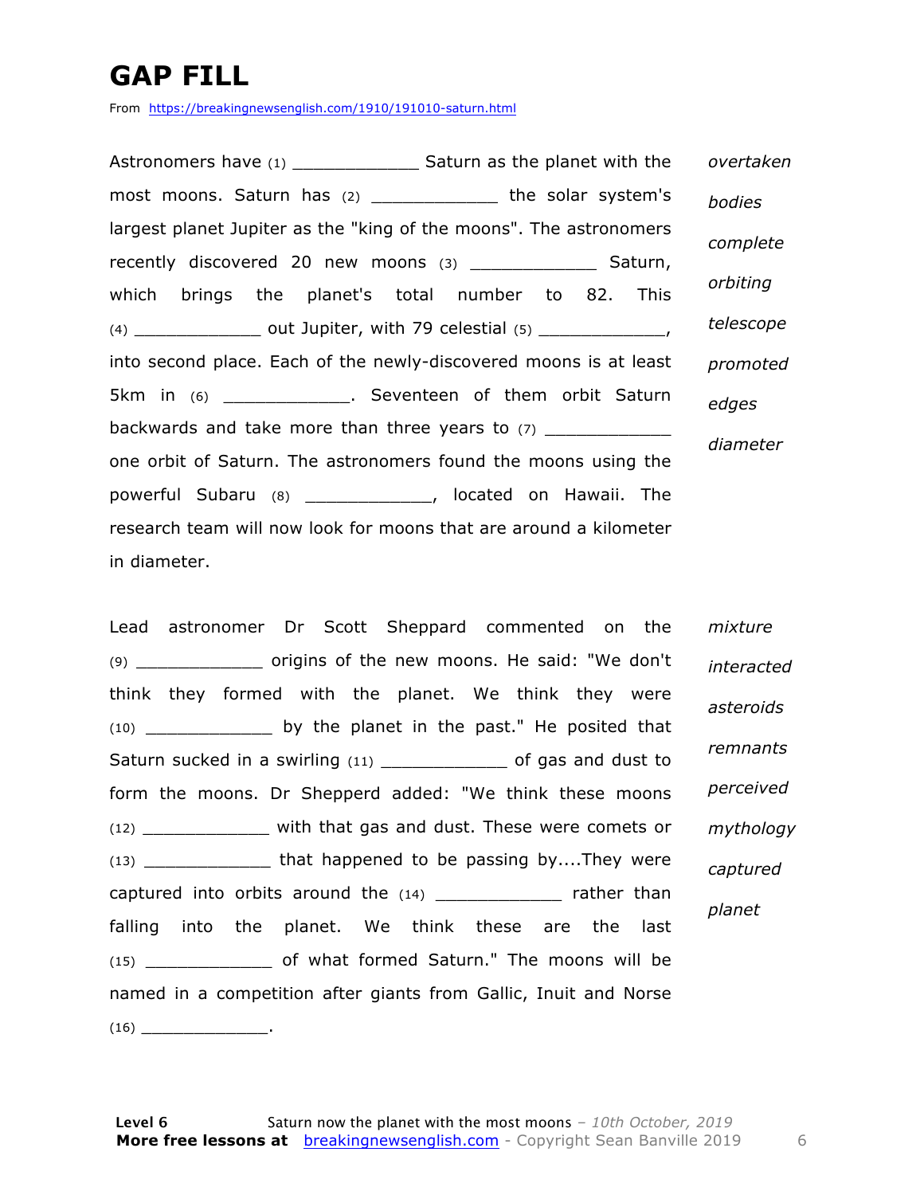# GAP FILL

From https://breakingnewsenglish.com/1910/191010-saturn.html

Astronomers have (1) ____________ Saturn as the planet with the most moons. Saturn has (2) ____________ the solar system's largest planet Jupiter as the "king of the moons". The astronomers recently discovered 20 new moons (3) ____________ Saturn, which brings the planet's total number to 82. This (4) ____________ out Jupiter, with 79 celestial (5) ____________, into second place. Each of the newly-discovered moons is at least 5km in (6) ____________. Seventeen of them orbit Saturn backwards and take more than three years to (7) ____________ one orbit of Saturn. The astronomers found the moons using the powerful Subaru (8) ____________, located on Hawaii. The research team will now look for moons that are around a kilometer in diameter.

*overtaken*
*bodies*
*complete*
*orbiting*
*telescope*
*promoted*
*edges*
*diameter*

Lead astronomer Dr Scott Sheppard commented on the (9) ____________ origins of the new moons. He said: "We don't think they formed with the planet. We think they were (10) ____________ by the planet in the past." He posited that Saturn sucked in a swirling (11) ____________ of gas and dust to form the moons. Dr Shepperd added: "We think these moons (12) ____________ with that gas and dust. These were comets or (13) ____________ that happened to be passing by....They were captured into orbits around the (14) ____________ rather than falling into the planet. We think these are the last (15) ____________ of what formed Saturn." The moons will be named in a competition after giants from Gallic, Inuit and Norse (16) ______________.

*mixture*
*interacted*
*asteroids*
*remnants*
*perceived*
*mythology*
*captured*
*planet*

**Level 6** Saturn now the planet with the most moons – *10th October, 2019*
**More free lessons at** breakingnewsenglish.com - Copyright Sean Banville 2019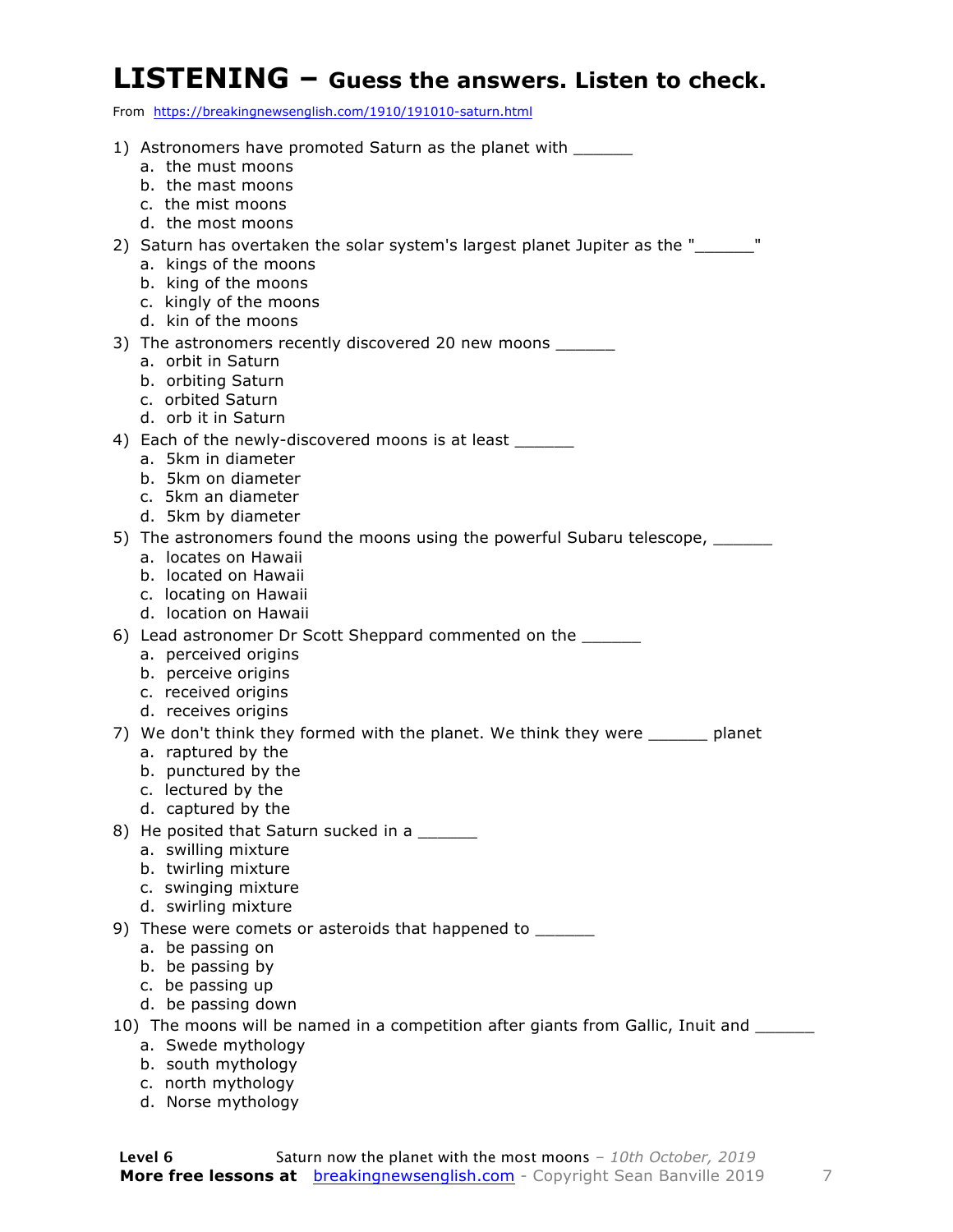# LISTENING – Guess the answers. Listen to check.

From https://breakingnewsenglish.com/1910/191010-saturn.html

1) Astronomers have promoted Saturn as the planet with ______
   a. the must moons
   b. the mast moons
   c. the mist moons
   d. the most moons
2) Saturn has overtaken the solar system's largest planet Jupiter as the "______"
   a. kings of the moons
   b. king of the moons
   c. kingly of the moons
   d. kin of the moons
3) The astronomers recently discovered 20 new moons ______
   a. orbit in Saturn
   b. orbiting Saturn
   c. orbited Saturn
   d. orb it in Saturn
4) Each of the newly-discovered moons is at least ______
   a. 5km in diameter
   b. 5km on diameter
   c. 5km an diameter
   d. 5km by diameter
5) The astronomers found the moons using the powerful Subaru telescope, ______
   a. locates on Hawaii
   b. located on Hawaii
   c. locating on Hawaii
   d. location on Hawaii
6) Lead astronomer Dr Scott Sheppard commented on the ______
   a. perceived origins
   b. perceive origins
   c. received origins
   d. receives origins
7) We don't think they formed with the planet. We think they were ______ planet
   a. raptured by the
   b. punctured by the
   c. lectured by the
   d. captured by the
8) He posited that Saturn sucked in a ______
   a. swilling mixture
   b. twirling mixture
   c. swinging mixture
   d. swirling mixture
9) These were comets or asteroids that happened to ______
   a. be passing on
   b. be passing by
   c. be passing up
   d. be passing down
10) The moons will be named in a competition after giants from Gallic, Inuit and ______
    a. Swede mythology
    b. south mythology
    c. north mythology
    d. Norse mythology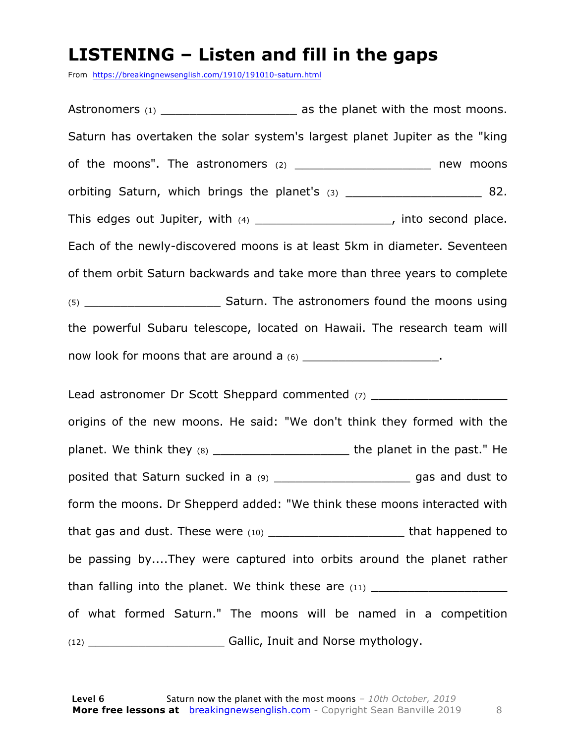# LISTENING – Listen and fill in the gaps

From https://breakingnewsenglish.com/1910/191010-saturn.html

Astronomers (1) ___________________ as the planet with the most moons. Saturn has overtaken the solar system's largest planet Jupiter as the "king of the moons". The astronomers (2) ___________________ new moons orbiting Saturn, which brings the planet's (3) ___________________ 82. This edges out Jupiter, with (4) ___________________, into second place. Each of the newly-discovered moons is at least 5km in diameter. Seventeen of them orbit Saturn backwards and take more than three years to complete (5) ___________________ Saturn. The astronomers found the moons using the powerful Subaru telescope, located on Hawaii. The research team will now look for moons that are around a (6) ___________________.

Lead astronomer Dr Scott Sheppard commented (7) ___________________ origins of the new moons. He said: "We don't think they formed with the planet. We think they (8) ___________________ the planet in the past." He posited that Saturn sucked in a (9) ___________________ gas and dust to form the moons. Dr Shepperd added: "We think these moons interacted with that gas and dust. These were (10) ___________________ that happened to be passing by....They were captured into orbits around the planet rather than falling into the planet. We think these are (11) ___________________ of what formed Saturn." The moons will be named in a competition (12) ___________________ Gallic, Inuit and Norse mythology.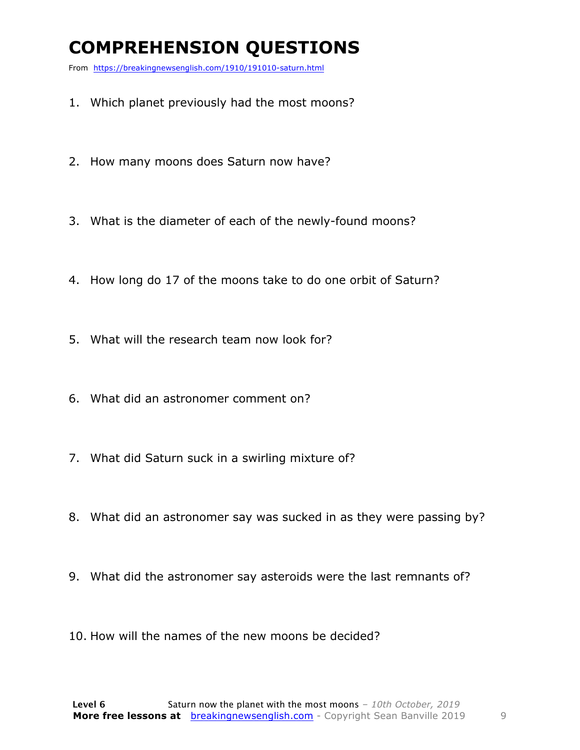# COMPREHENSION QUESTIONS

From https://breakingnewsenglish.com/1910/191010-saturn.html

1. Which planet previously had the most moons?

2. How many moons does Saturn now have?

3. What is the diameter of each of the newly-found moons?

4. How long do 17 of the moons take to do one orbit of Saturn?

5. What will the research team now look for?

6. What did an astronomer comment on?

7. What did Saturn suck in a swirling mixture of?

8. What did an astronomer say was sucked in as they were passing by?

9. What did the astronomer say asteroids were the last remnants of?

10. How will the names of the new moons be decided?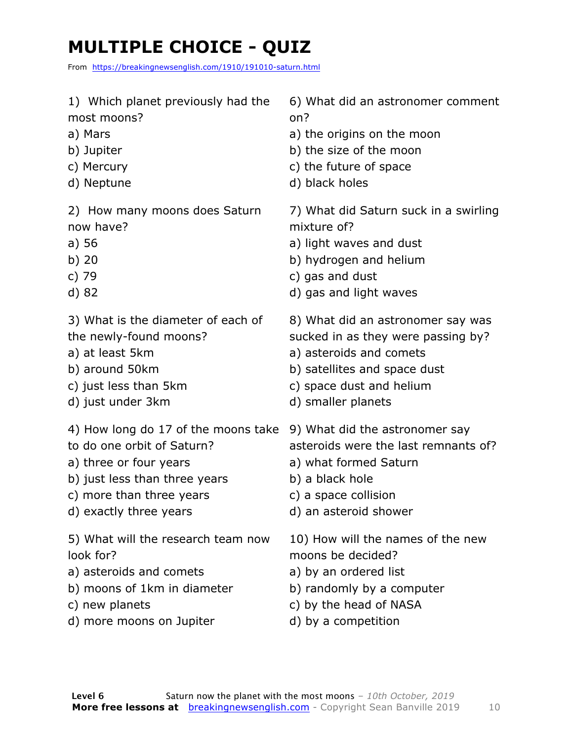# MULTIPLE CHOICE - QUIZ

From https://breakingnewsenglish.com/1910/191010-saturn.html

1) Which planet previously had the most moons?

a) Mars
b) Jupiter
c) Mercury
d) Neptune

2) How many moons does Saturn now have?

a) 56
b) 20
c) 79
d) 82

3) What is the diameter of each of the newly-found moons?

a) at least 5km
b) around 50km
c) just less than 5km
d) just under 3km

4) How long do 17 of the moons take to do one orbit of Saturn?

a) three or four years
b) just less than three years
c) more than three years
d) exactly three years

5) What will the research team now look for?

a) asteroids and comets
b) moons of 1km in diameter
c) new planets
d) more moons on Jupiter

6) What did an astronomer comment on?

a) the origins on the moon
b) the size of the moon
c) the future of space
d) black holes

7) What did Saturn suck in a swirling mixture of?

a) light waves and dust
b) hydrogen and helium
c) gas and dust
d) gas and light waves

8) What did an astronomer say was sucked in as they were passing by?

a) asteroids and comets
b) satellites and space dust
c) space dust and helium
d) smaller planets

9) What did the astronomer say asteroids were the last remnants of?

a) what formed Saturn
b) a black hole
c) a space collision
d) an asteroid shower

10) How will the names of the new moons be decided?

a) by an ordered list
b) randomly by a computer
c) by the head of NASA
d) by a competition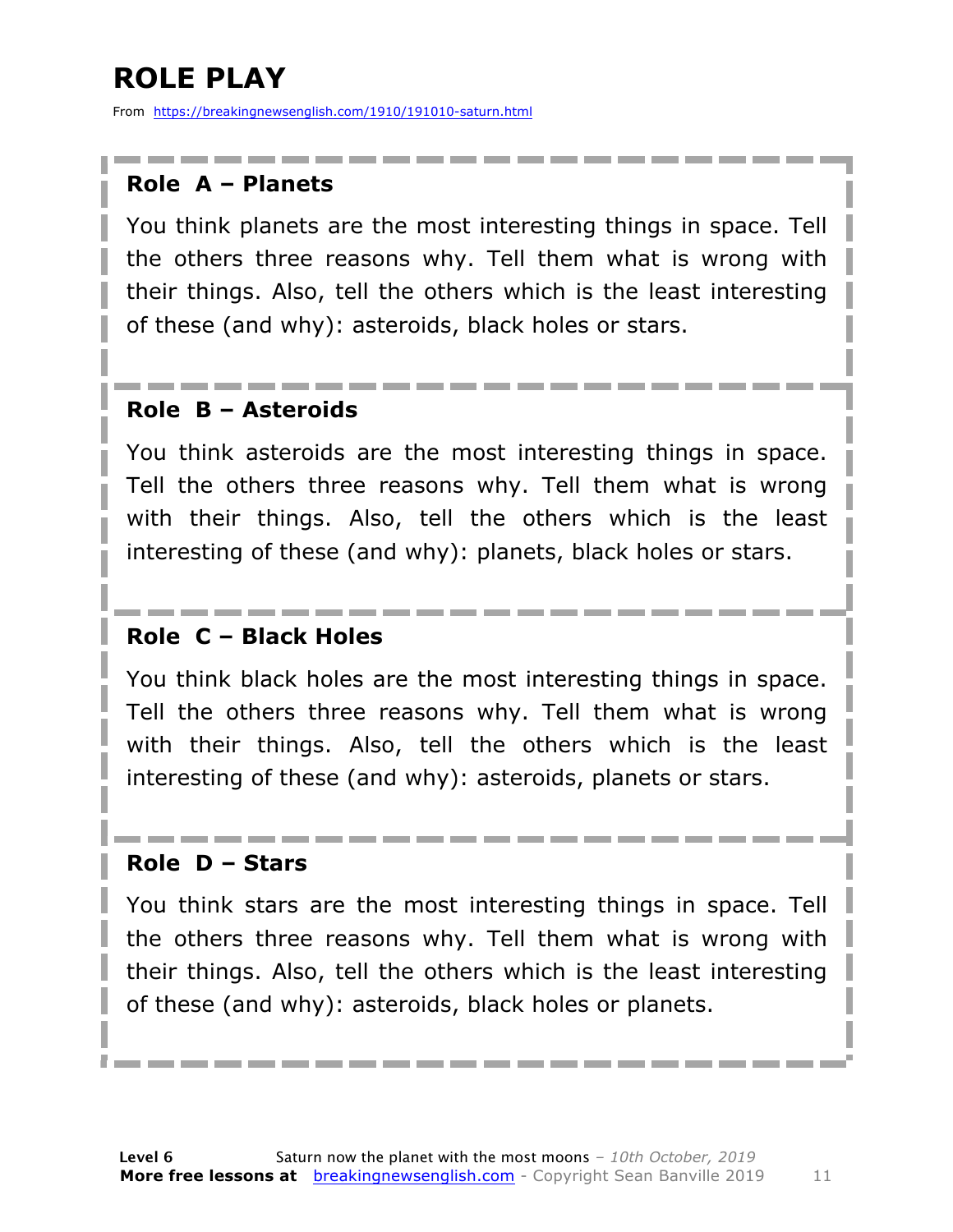# ROLE PLAY

From https://breakingnewsenglish.com/1910/191010-saturn.html

### Role A – Planets

You think planets are the most interesting things in space. Tell the others three reasons why. Tell them what is wrong with their things. Also, tell the others which is the least interesting of these (and why): asteroids, black holes or stars.

### Role B – Asteroids

You think asteroids are the most interesting things in space. Tell the others three reasons why. Tell them what is wrong with their things. Also, tell the others which is the least interesting of these (and why): planets, black holes or stars.

### Role C – Black Holes

You think black holes are the most interesting things in space. Tell the others three reasons why. Tell them what is wrong with their things. Also, tell the others which is the least interesting of these (and why): asteroids, planets or stars.

### Role D – Stars

You think stars are the most interesting things in space. Tell the others three reasons why. Tell them what is wrong with their things. Also, tell the others which is the least interesting of these (and why): asteroids, black holes or planets.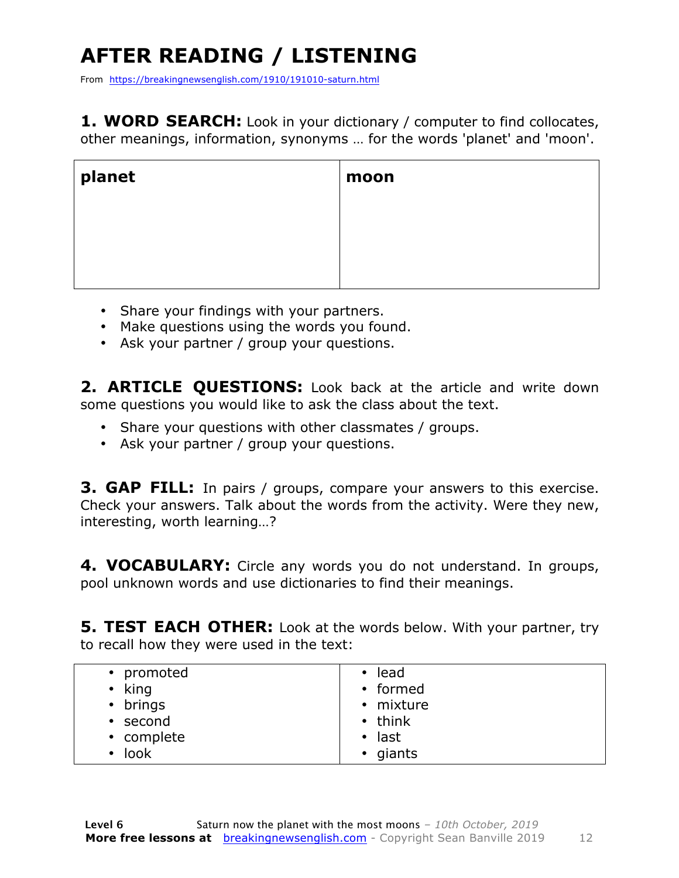# AFTER READING / LISTENING

From https://breakingnewsenglish.com/1910/191010-saturn.html

**1. WORD SEARCH:** Look in your dictionary / computer to find collocates, other meanings, information, synonyms … for the words 'planet' and 'moon'.

| **planet** | **moon** |
|---|---|
| | |

- Share your findings with your partners.
- Make questions using the words you found.
- Ask your partner / group your questions.

**2. ARTICLE QUESTIONS:** Look back at the article and write down some questions you would like to ask the class about the text.

- Share your questions with other classmates / groups.
- Ask your partner / group your questions.

**3. GAP FILL:** In pairs / groups, compare your answers to this exercise. Check your answers. Talk about the words from the activity. Were they new, interesting, worth learning…?

**4. VOCABULARY:** Circle any words you do not understand. In groups, pool unknown words and use dictionaries to find their meanings.

**5. TEST EACH OTHER:** Look at the words below. With your partner, try to recall how they were used in the text:

| | |
|---|---|
| • promoted | • lead |
| • king | • formed |
| • brings | • mixture |
| • second | • think |
| • complete | • last |
| • look | • giants |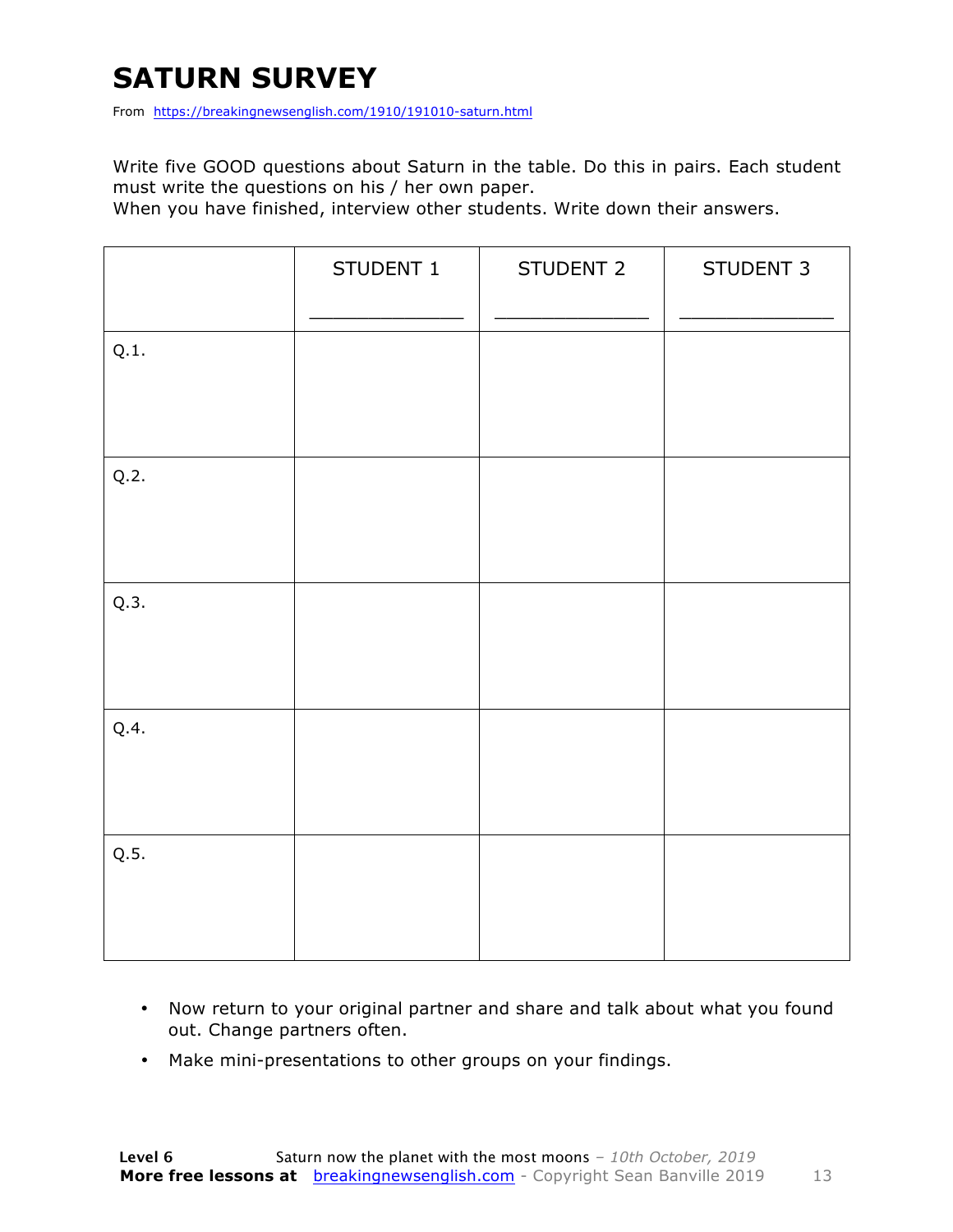# SATURN SURVEY

From https://breakingnewsenglish.com/1910/191010-saturn.html

Write five GOOD questions about Saturn in the table. Do this in pairs. Each student must write the questions on his / her own paper.
When you have finished, interview other students. Write down their answers.

| | STUDENT 1<br>_____________ | STUDENT 2<br>_____________ | STUDENT 3<br>_____________ |
|---|---|---|---|
| Q.1. | | | |
| Q.2. | | | |
| Q.3. | | | |
| Q.4. | | | |
| Q.5. | | | |

- Now return to your original partner and share and talk about what you found out. Change partners often.
- Make mini-presentations to other groups on your findings.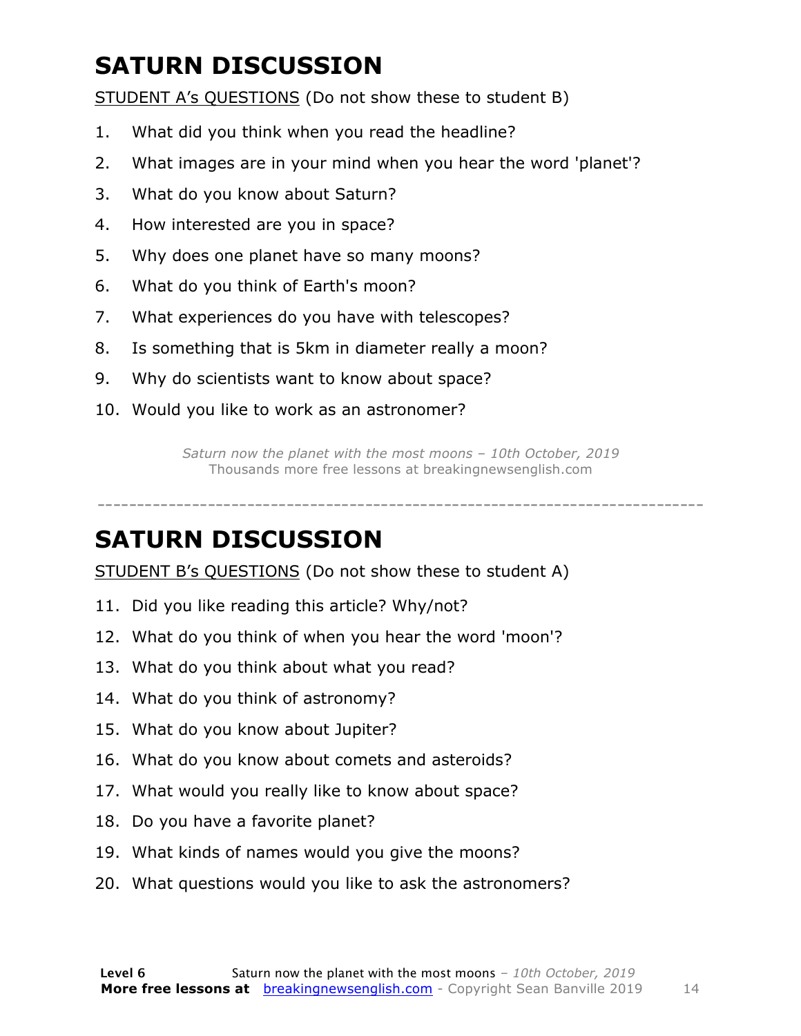# SATURN DISCUSSION

STUDENT A's QUESTIONS (Do not show these to student B)

1. What did you think when you read the headline?
2. What images are in your mind when you hear the word 'planet'?
3. What do you know about Saturn?
4. How interested are you in space?
5. Why does one planet have so many moons?
6. What do you think of Earth's moon?
7. What experiences do you have with telescopes?
8. Is something that is 5km in diameter really a moon?
9. Why do scientists want to know about space?
10. Would you like to work as an astronomer?

*Saturn now the planet with the most moons – 10th October, 2019*
Thousands more free lessons at breakingnewsenglish.com

---

# SATURN DISCUSSION

STUDENT B's QUESTIONS (Do not show these to student A)

11. Did you like reading this article? Why/not?
12. What do you think of when you hear the word 'moon'?
13. What do you think about what you read?
14. What do you think of astronomy?
15. What do you know about Jupiter?
16. What do you know about comets and asteroids?
17. What would you really like to know about space?
18. Do you have a favorite planet?
19. What kinds of names would you give the moons?
20. What questions would you like to ask the astronomers?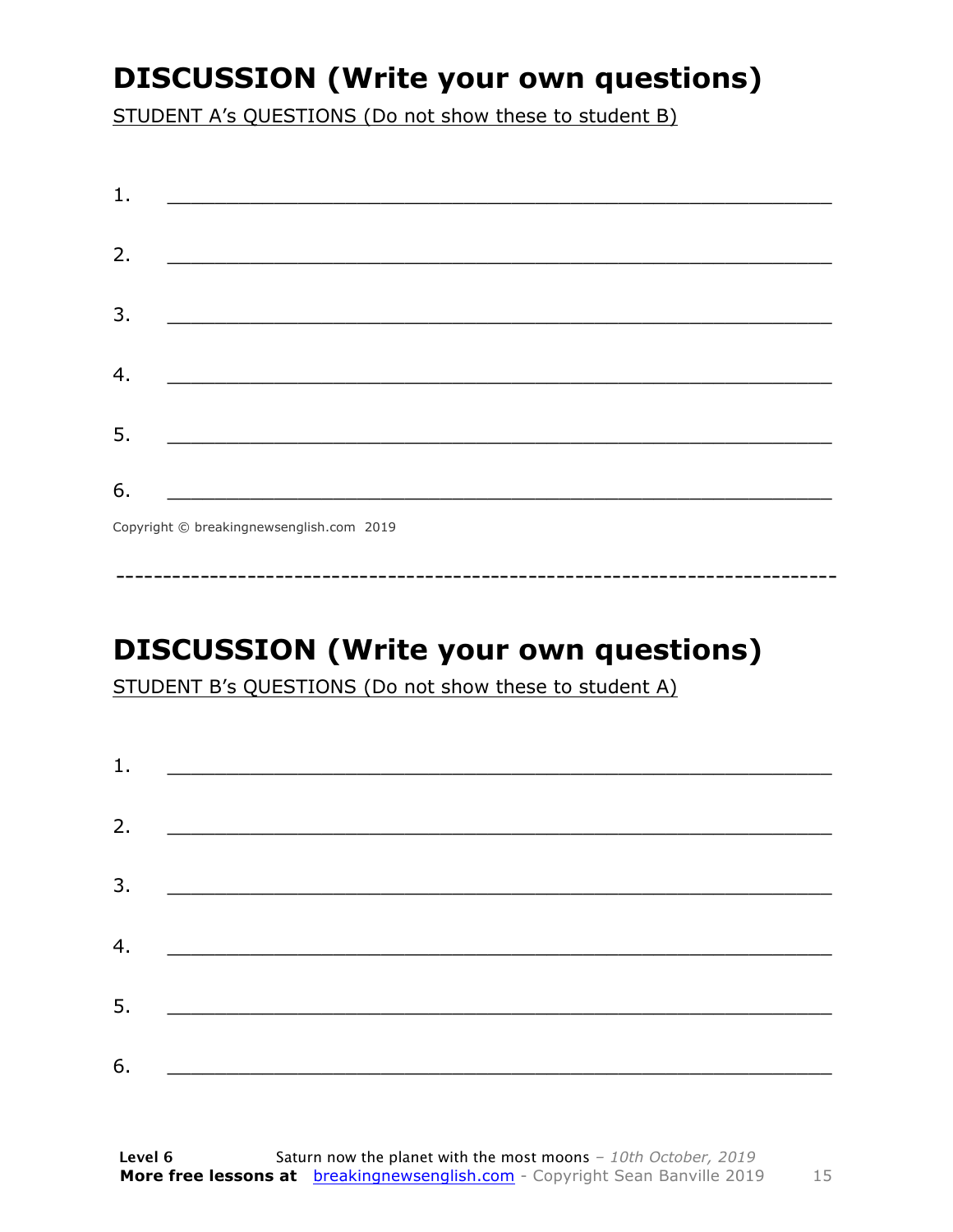## DISCUSSION (Write your own questions)

STUDENT A's QUESTIONS (Do not show these to student B)

1. ___________________________________________________________

2. ___________________________________________________________

3. ___________________________________________________________

4. ___________________________________________________________

5. ___________________________________________________________

6. ___________________________________________________________

Copyright © breakingnewsenglish.com 2019

---

## DISCUSSION (Write your own questions)

STUDENT B's QUESTIONS (Do not show these to student A)

1. ___________________________________________________________

2. ___________________________________________________________

3. ___________________________________________________________

4. ___________________________________________________________

5. ___________________________________________________________

6. ___________________________________________________________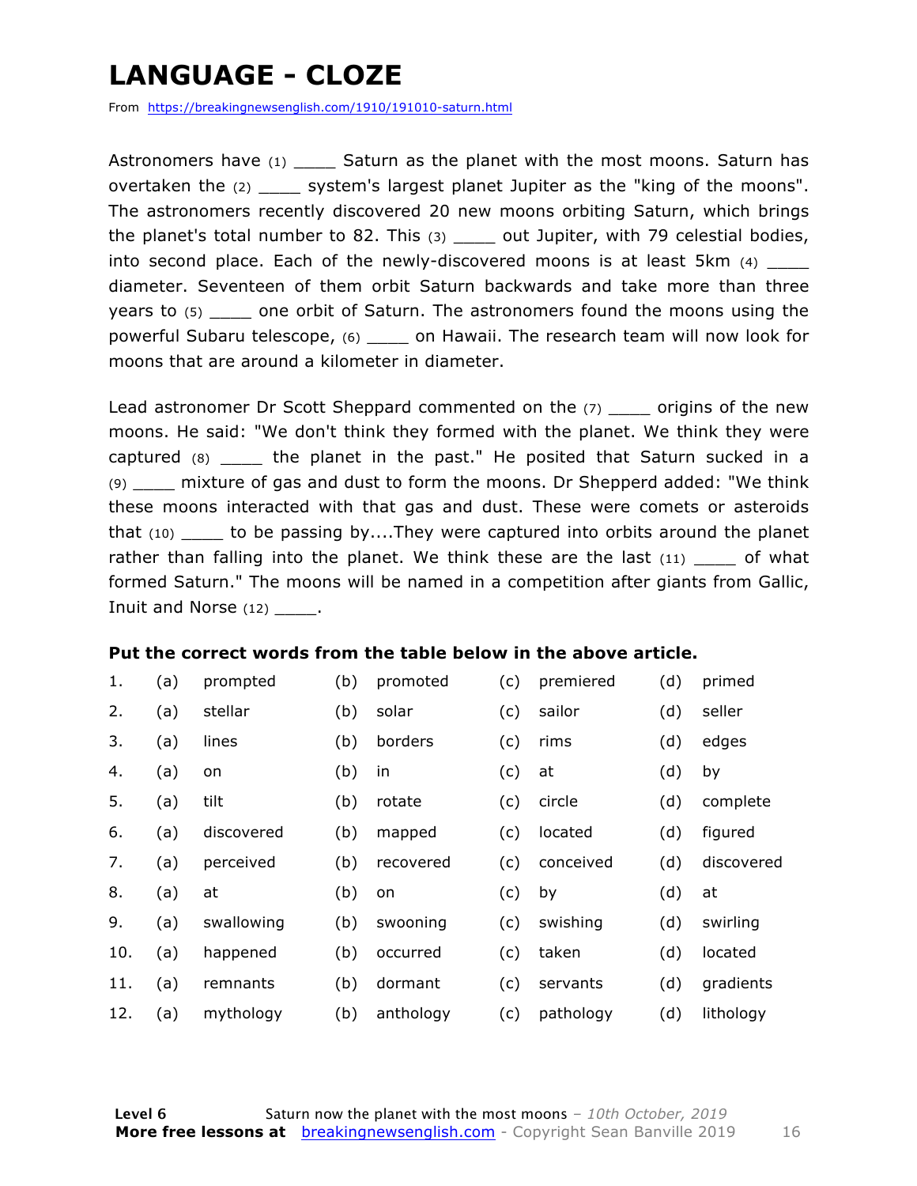# LANGUAGE - CLOZE

From https://breakingnewsenglish.com/1910/191010-saturn.html

Astronomers have (1) ____ Saturn as the planet with the most moons. Saturn has overtaken the (2) ____ system's largest planet Jupiter as the "king of the moons". The astronomers recently discovered 20 new moons orbiting Saturn, which brings the planet's total number to 82. This (3) ____ out Jupiter, with 79 celestial bodies, into second place. Each of the newly-discovered moons is at least 5km (4) ____ diameter. Seventeen of them orbit Saturn backwards and take more than three years to (5) ____ one orbit of Saturn. The astronomers found the moons using the powerful Subaru telescope, (6) ____ on Hawaii. The research team will now look for moons that are around a kilometer in diameter.

Lead astronomer Dr Scott Sheppard commented on the (7) ____ origins of the new moons. He said: "We don't think they formed with the planet. We think they were captured (8) ____ the planet in the past." He posited that Saturn sucked in a (9) ____ mixture of gas and dust to form the moons. Dr Shepperd added: "We think these moons interacted with that gas and dust. These were comets or asteroids that (10) ____ to be passing by....They were captured into orbits around the planet rather than falling into the planet. We think these are the last (11) ____ of what formed Saturn." The moons will be named in a competition after giants from Gallic, Inuit and Norse (12) ____.

**Put the correct words from the table below in the above article.**

| | | | | | | | | |
|---|---|---|---|---|---|---|---|---|
| 1. | (a) | prompted | (b) | promoted | (c) | premiered | (d) | primed |
| 2. | (a) | stellar | (b) | solar | (c) | sailor | (d) | seller |
| 3. | (a) | lines | (b) | borders | (c) | rims | (d) | edges |
| 4. | (a) | on | (b) | in | (c) | at | (d) | by |
| 5. | (a) | tilt | (b) | rotate | (c) | circle | (d) | complete |
| 6. | (a) | discovered | (b) | mapped | (c) | located | (d) | figured |
| 7. | (a) | perceived | (b) | recovered | (c) | conceived | (d) | discovered |
| 8. | (a) | at | (b) | on | (c) | by | (d) | at |
| 9. | (a) | swallowing | (b) | swooning | (c) | swishing | (d) | swirling |
| 10. | (a) | happened | (b) | occurred | (c) | taken | (d) | located |
| 11. | (a) | remnants | (b) | dormant | (c) | servants | (d) | gradients |
| 12. | (a) | mythology | (b) | anthology | (c) | pathology | (d) | lithology |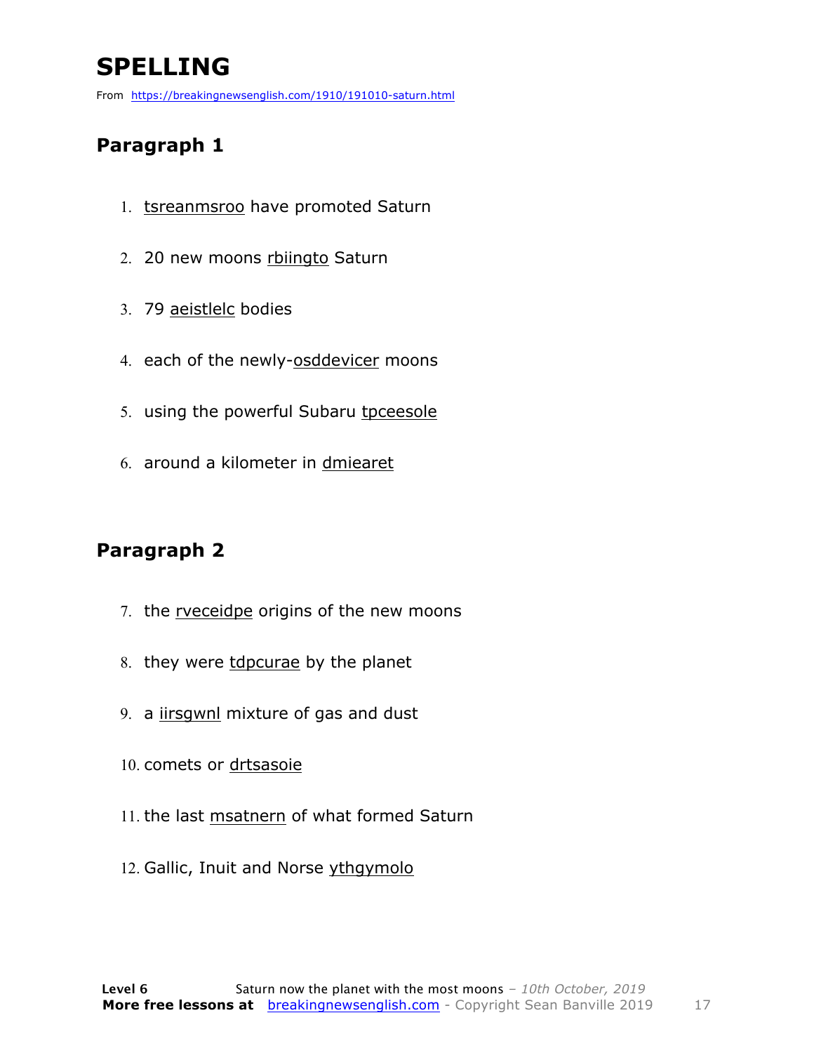# SPELLING

From https://breakingnewsenglish.com/1910/191010-saturn.html

## Paragraph 1

1. tsreanmsroo have promoted Saturn
2. 20 new moons rbiingto Saturn
3. 79 aeistlelc bodies
4. each of the newly-osddevicer moons
5. using the powerful Subaru tpceesole
6. around a kilometer in dmiearet

## Paragraph 2

7. the rveceidpe origins of the new moons
8. they were tdpcurae by the planet
9. a iirsgwnl mixture of gas and dust
10. comets or drtsasoie
11. the last msatnern of what formed Saturn
12. Gallic, Inuit and Norse ythgymolo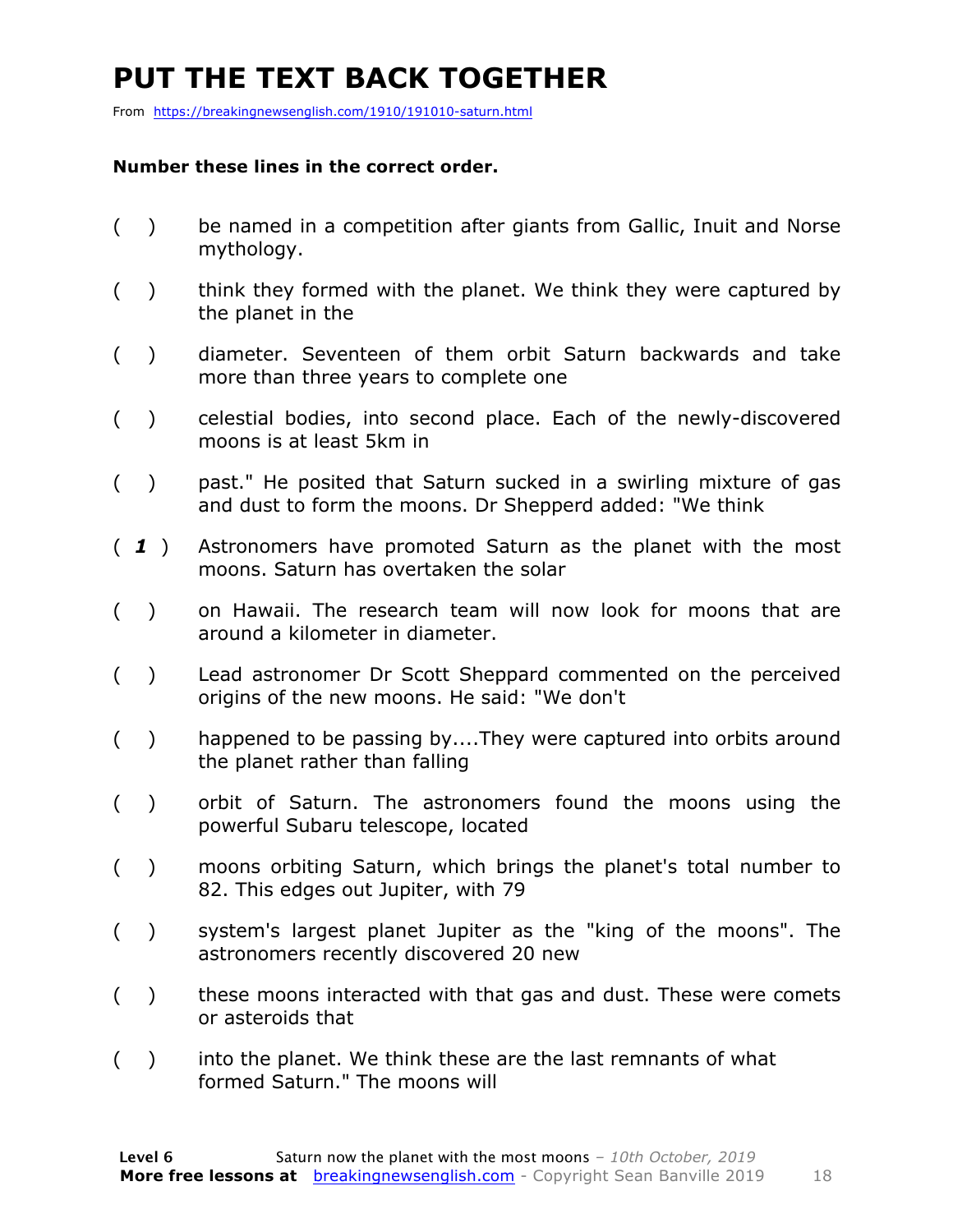# PUT THE TEXT BACK TOGETHER

From https://breakingnewsenglish.com/1910/191010-saturn.html

**Number these lines in the correct order.**

( ) be named in a competition after giants from Gallic, Inuit and Norse mythology.

( ) think they formed with the planet. We think they were captured by the planet in the

( ) diameter. Seventeen of them orbit Saturn backwards and take more than three years to complete one

( ) celestial bodies, into second place. Each of the newly-discovered moons is at least 5km in

( ) past." He posited that Saturn sucked in a swirling mixture of gas and dust to form the moons. Dr Shepperd added: "We think

( ***1*** ) Astronomers have promoted Saturn as the planet with the most moons. Saturn has overtaken the solar

( ) on Hawaii. The research team will now look for moons that are around a kilometer in diameter.

( ) Lead astronomer Dr Scott Sheppard commented on the perceived origins of the new moons. He said: "We don't

( ) happened to be passing by....They were captured into orbits around the planet rather than falling

( ) orbit of Saturn. The astronomers found the moons using the powerful Subaru telescope, located

( ) moons orbiting Saturn, which brings the planet's total number to 82. This edges out Jupiter, with 79

( ) system's largest planet Jupiter as the "king of the moons". The astronomers recently discovered 20 new

( ) these moons interacted with that gas and dust. These were comets or asteroids that

( ) into the planet. We think these are the last remnants of what formed Saturn." The moons will

**Level 6** Saturn now the planet with the most moons – *10th October, 2019*
**More free lessons at** breakingnewsenglish.com - Copyright Sean Banville 2019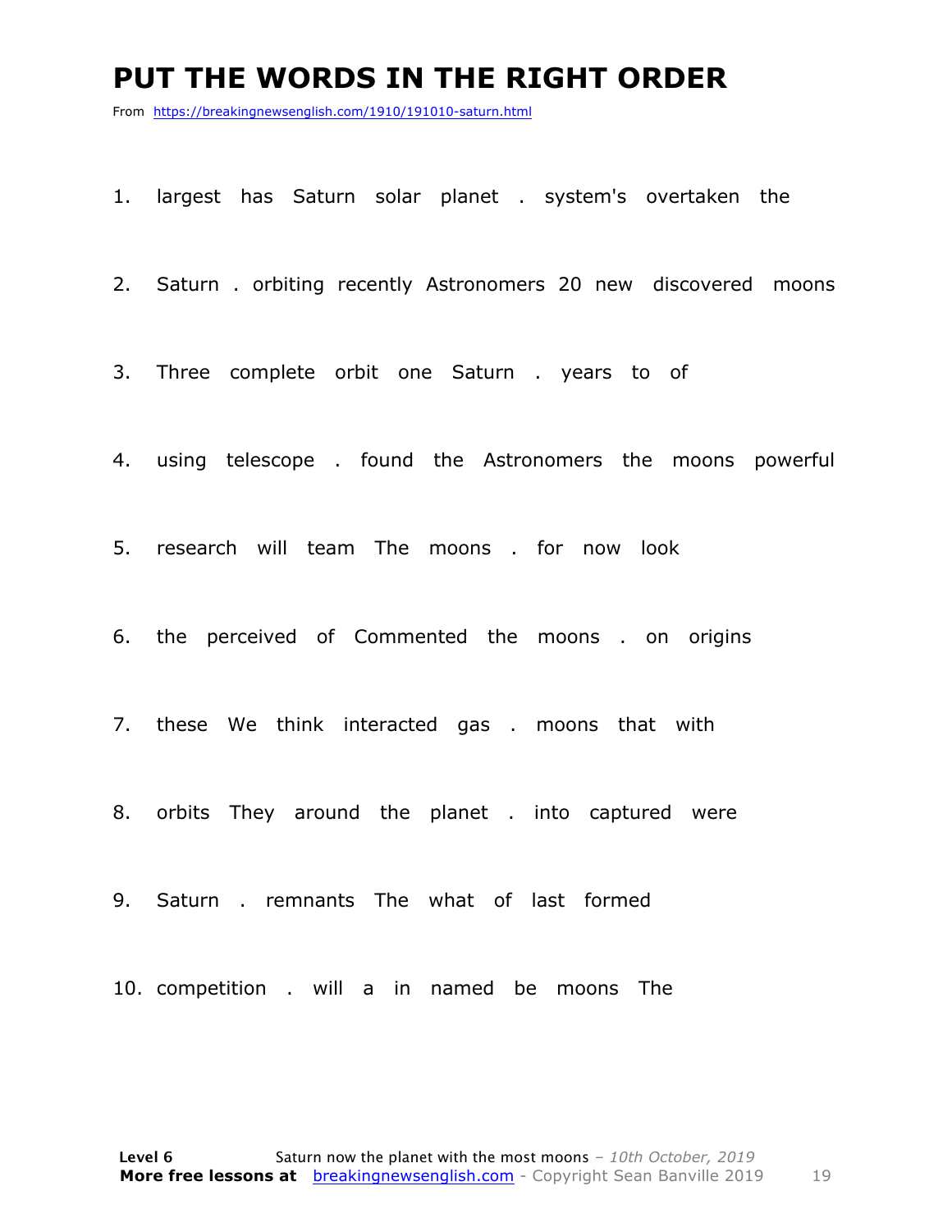# PUT THE WORDS IN THE RIGHT ORDER

From https://breakingnewsenglish.com/1910/191010-saturn.html

1. largest has Saturn solar planet . system's overtaken the
2. Saturn . orbiting recently Astronomers 20 new discovered moons
3. Three complete orbit one Saturn . years to of
4. using telescope . found the Astronomers the moons powerful
5. research will team The moons . for now look
6. the perceived of Commented the moons . on origins
7. these We think interacted gas . moons that with
8. orbits They around the planet . into captured were
9. Saturn . remnants The what of last formed
10. competition . will a in named be moons The

**Level 6** Saturn now the planet with the most moons – *10th October, 2019*
**More free lessons at** breakingnewsenglish.com - Copyright Sean Banville 2019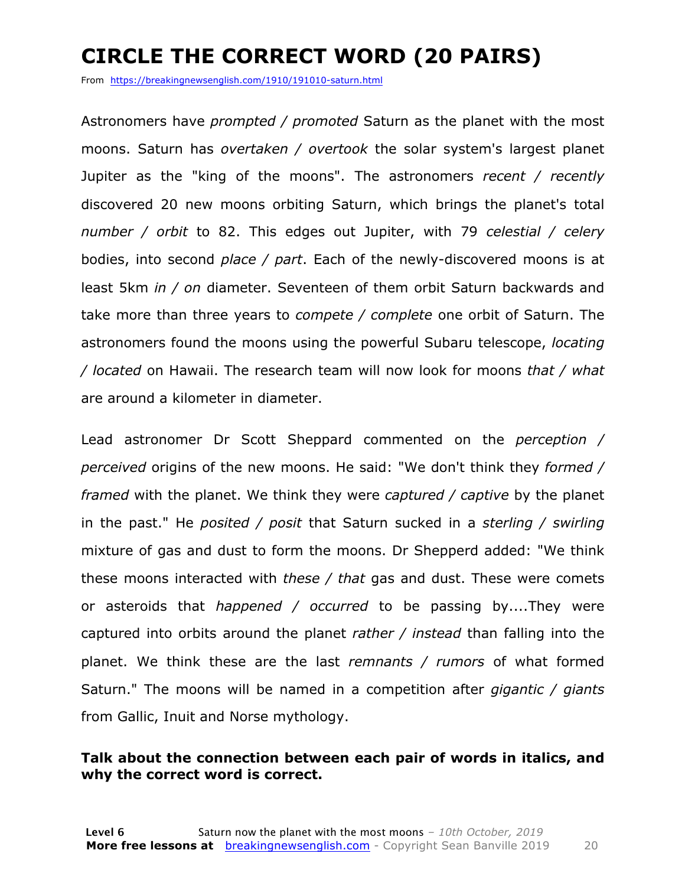# CIRCLE THE CORRECT WORD (20 PAIRS)

From https://breakingnewsenglish.com/1910/191010-saturn.html

Astronomers have *prompted / promoted* Saturn as the planet with the most moons. Saturn has *overtaken / overtook* the solar system's largest planet Jupiter as the "king of the moons". The astronomers *recent / recently* discovered 20 new moons orbiting Saturn, which brings the planet's total *number / orbit* to 82. This edges out Jupiter, with 79 *celestial / celery* bodies, into second *place / part*. Each of the newly-discovered moons is at least 5km *in / on* diameter. Seventeen of them orbit Saturn backwards and take more than three years to *compete / complete* one orbit of Saturn. The astronomers found the moons using the powerful Subaru telescope, *locating / located* on Hawaii. The research team will now look for moons *that / what* are around a kilometer in diameter.

Lead astronomer Dr Scott Sheppard commented on the *perception / perceived* origins of the new moons. He said: "We don't think they *formed / framed* with the planet. We think they were *captured / captive* by the planet in the past." He *posited / posit* that Saturn sucked in a *sterling / swirling* mixture of gas and dust to form the moons. Dr Shepperd added: "We think these moons interacted with *these / that* gas and dust. These were comets or asteroids that *happened / occurred* to be passing by....They were captured into orbits around the planet *rather / instead* than falling into the planet. We think these are the last *remnants / rumors* of what formed Saturn." The moons will be named in a competition after *gigantic / giants* from Gallic, Inuit and Norse mythology.

**Talk about the connection between each pair of words in italics, and why the correct word is correct.**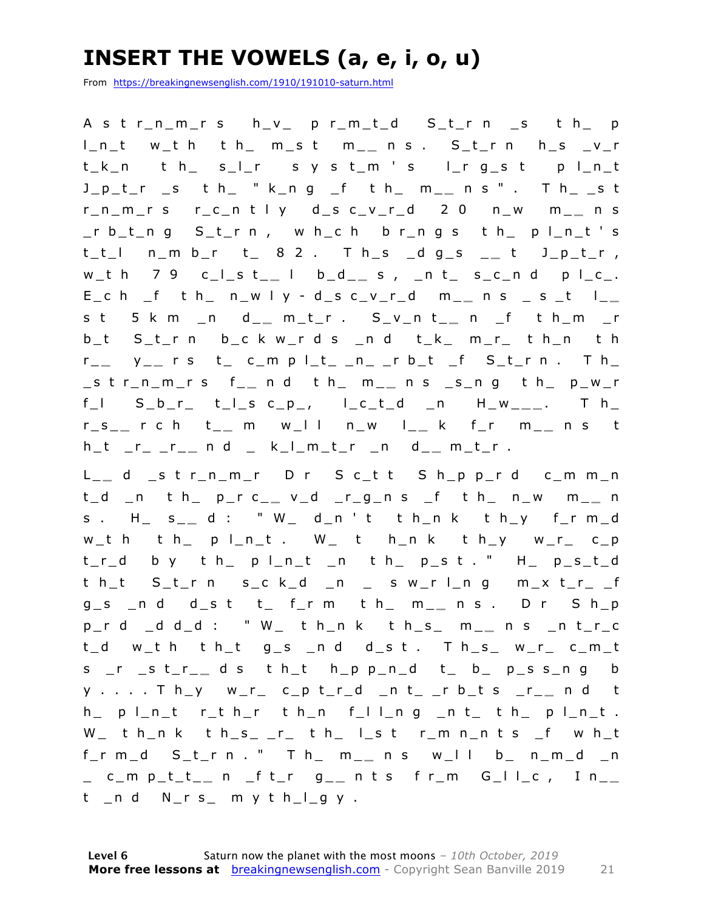# INSERT THE VOWELS (a, e, i, o, u)

From https://breakingnewsenglish.com/1910/191010-saturn.html

A s t r_n_m_r s h_v_ p r_m_t_d S_t_r n _s t h_ p l_n_t w_t h t h_ m_s t m_ _ n s . S_t_r n h_s _v_r t_k_n t h_ s_l_r s y s t_m ' s l_r g_s t p l_n_t J_p_t_r _s t h_ " k_n g _f t h_ m_ _ n s " . T h_ _s t r_n_m_r s r_c_n t l y d_s c_v_r_d 2 0 n_w m_ _ n s _r b_t_n g S_t_r n , w h_c h b r_n g s t h_ p l_n_t ' s t_t_l n_m b_r t_ 8 2 . T h_s _d g_s _ _ t J_p_t_r , w_t h 7 9 c_l_s t_ _ l b_d_ _ s , _n t_ s_c_n d p l_c_. E_c h _f t h_ n_w l y - d_s c_v_r_d m_ _ n s _ s_t l_ _ s t 5 k m _n d_ _ m_t_r . S_v_n t_ _ n _f t h_m _r b_t S_t_r n b_c k w_r d s _n d t_k_ m_r_ t h_n t h r_ _ y_ _ r s t_ c_m p l_t_ _n_ _r b_t _f S_t_r n . T h_ _s t r_n_m_r s f_ _ n d t h_ m_ _ n s _s_n g t h_ p_w_r f_l S_b_r_ t_l_s c_p_, l_c_t_d _n H_w_ _ _. T h_ r_s_ _ r c h t_ _ m w_l l n_w l_ _ k f_r m_ _ n s t h_t _r_ _r_ _ n d _ k_l_m_t_r _n d_ _ m_t_r .

L_ _ d _s t r_n_m_r D r S c_t t S h_p p_r d c_m m_n t_d _n t h_ p_r c_ _ v_d _r_g_n s _f t h_ n_w m_ _ n s . H_ s_ _ d : " W_ d_n ' t t h_n k t h_y f_r m_d w_t h t h_ p l_n_t . W_ t h_n k t h_y w_r_ c_p t_r_d b y t h_ p l_n_t _n t h_ p_s t . " H_ p_s_t_d t h_t S_t_r n s_c k_d _n _ s w_r l_n g m_x t_r_ _f g_s _n d d_s t t_ f_r m t h_ m_ _ n s . D r S h_p p_r d _d d_d : " W_ t h_n k t h_s_ m_ _ n s _n t_r_c t_d w_t h t h_t g_s _n d d_s t . T h_s_ w_r_ c_m_t s _r _s t_r_ _ d s t h_t h_p p_n_d t_ b_ p_s s_n g b y . . . . T h_y w_r_ c_p t_r_d _n t_ _r b_t s _r_ _ n d t h_ p l_n_t r_t h_r t h_n f_l l_n g _n t_ t h_ p l_n_t . W_ t h_n k t h_s_ _r_ t h_ l_s t r_m n_n t s _f w h_t f_r m_d S_t_r n . " T h_ m_ _ n s w_l l b_ n_m_d _n _ c_m p_t_t_ _ n _f t_r g_ _ n t s f r_m G_l l_c , I n_ _ t _n d N_r s_ m y t h_l_g y .

**Level 6** Saturn now the planet with the most moons – *10th October, 2019*
**More free lessons at** breakingnewsenglish.com - Copyright Sean Banville 2019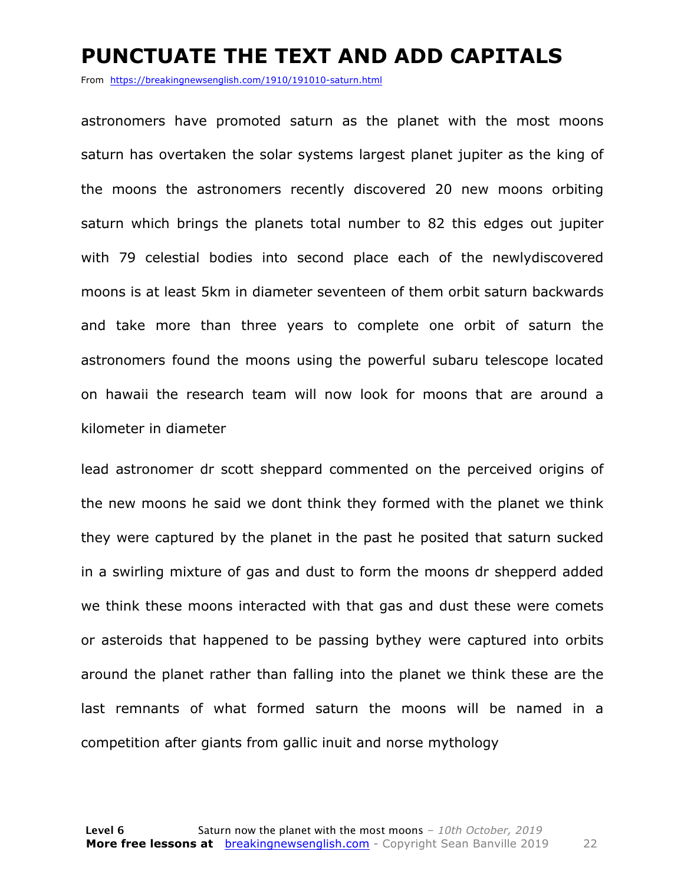# PUNCTUATE THE TEXT AND ADD CAPITALS

From https://breakingnewsenglish.com/1910/191010-saturn.html

astronomers have promoted saturn as the planet with the most moons saturn has overtaken the solar systems largest planet jupiter as the king of the moons the astronomers recently discovered 20 new moons orbiting saturn which brings the planets total number to 82 this edges out jupiter with 79 celestial bodies into second place each of the newlydiscovered moons is at least 5km in diameter seventeen of them orbit saturn backwards and take more than three years to complete one orbit of saturn the astronomers found the moons using the powerful subaru telescope located on hawaii the research team will now look for moons that are around a kilometer in diameter

lead astronomer dr scott sheppard commented on the perceived origins of the new moons he said we dont think they formed with the planet we think they were captured by the planet in the past he posited that saturn sucked in a swirling mixture of gas and dust to form the moons dr shepperd added we think these moons interacted with that gas and dust these were comets or asteroids that happened to be passing bythey were captured into orbits around the planet rather than falling into the planet we think these are the last remnants of what formed saturn the moons will be named in a competition after giants from gallic inuit and norse mythology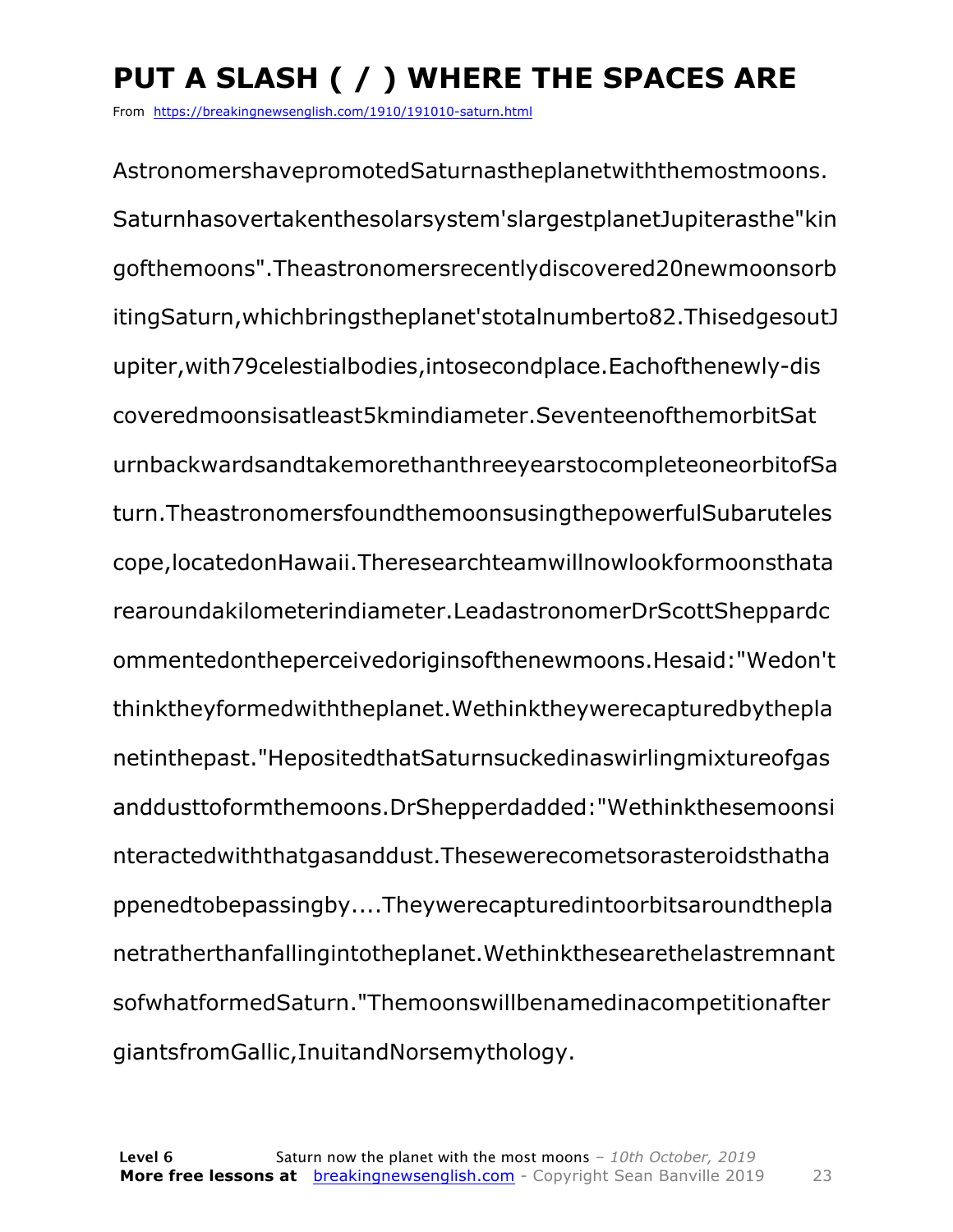# PUT A SLASH ( / ) WHERE THE SPACES ARE

From https://breakingnewsenglish.com/1910/191010-saturn.html

AstronomershavepromotedSaturnastheplanetwiththemostmoons.
Saturnhasovertakenthesolarsystem'slargestplanetJupiterasthe"kin
gofthemoons".Theastronomersrecentlydiscovered20newmoonsorb
itingSaturn,whichbringstheplanet'stotalnumberto82.ThisedgesoutJ
upiter,with79celestialbodies,intosecondplace.Eachofthenewly-dis
coveredmoonsisatleast5kmindiameter.SeventeenofthemorbitSat
urnbackwardsandtakemorethanthreeyearstocompleteoneorbitofSa
turn.TheastronomersfoundthemoonsusingthepowerfulSubaruteles
cope,locatedonHawaii.Theresearchteamwillnowlookformoonsthata
rearoundakilometerindiameter.LeadastronomerDrScottSheppardc
ommentedontheperceivedoriginsofthenewmoons.Hesaid:"Wedon't
thinktheyformedwiththeplanet.Wethinktheywerecapturedbythepla
netinthepast."HepositedthatSaturnsuckedinaswirlingmixtureofgas
anddusttoformthemoons.DrShepperdadded:"Wethinkthesemoonsi
nteractedwiththatgasanddust.Thesewerecometsorasteroidsthatha
ppenedtobepassingby....Theywerecapturedintoorbitsaroundthepla
netratherthanfallingintotheplanet.Wethinkthesearethelastremnant
sofwhatformedSaturn."Themoonswillbenamedinacompetitionafter
giantsfromGallic,InuitandNorsemythology.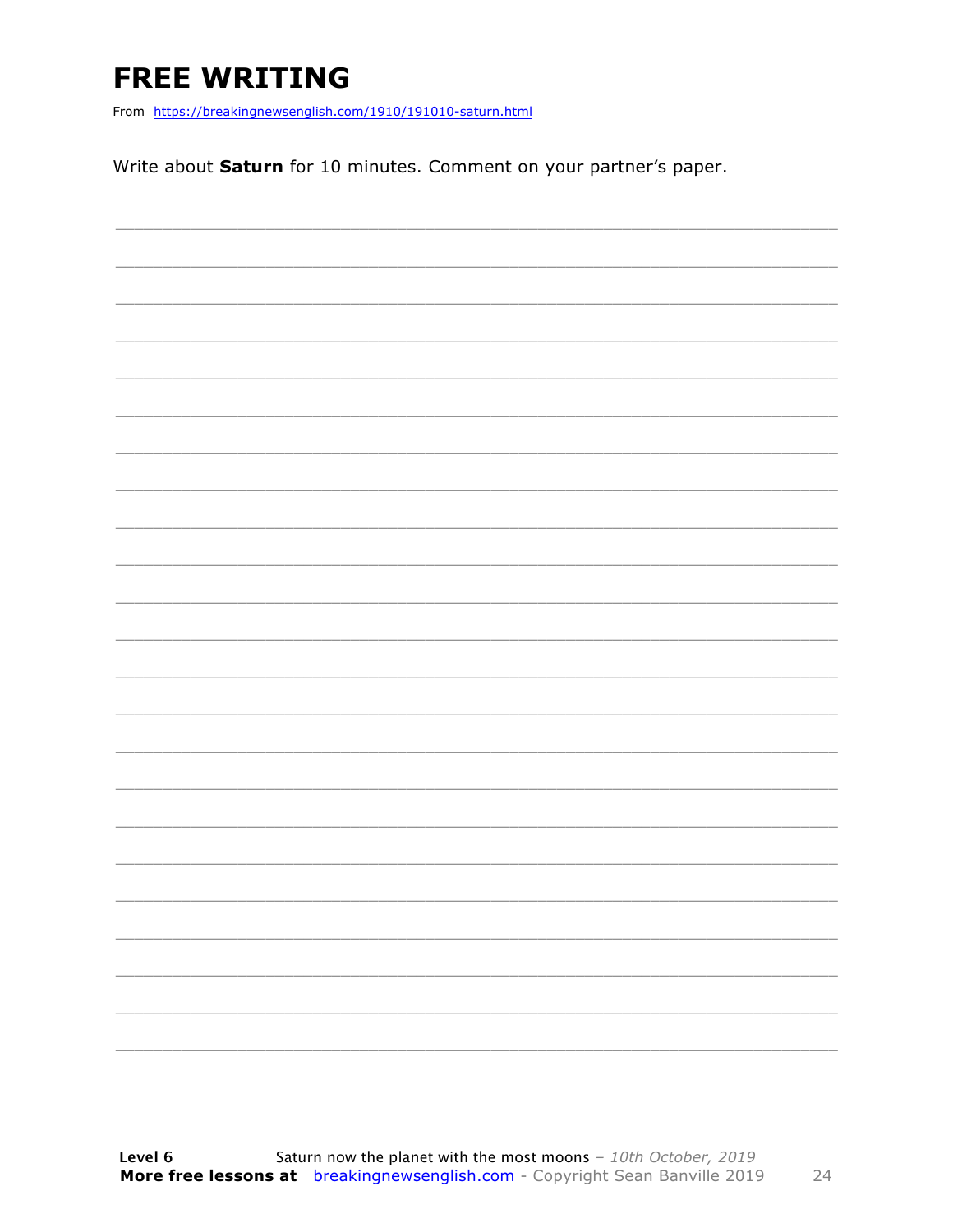# FREE WRITING

From https://breakingnewsenglish.com/1910/191010-saturn.html

Write about **Saturn** for 10 minutes. Comment on your partner's paper.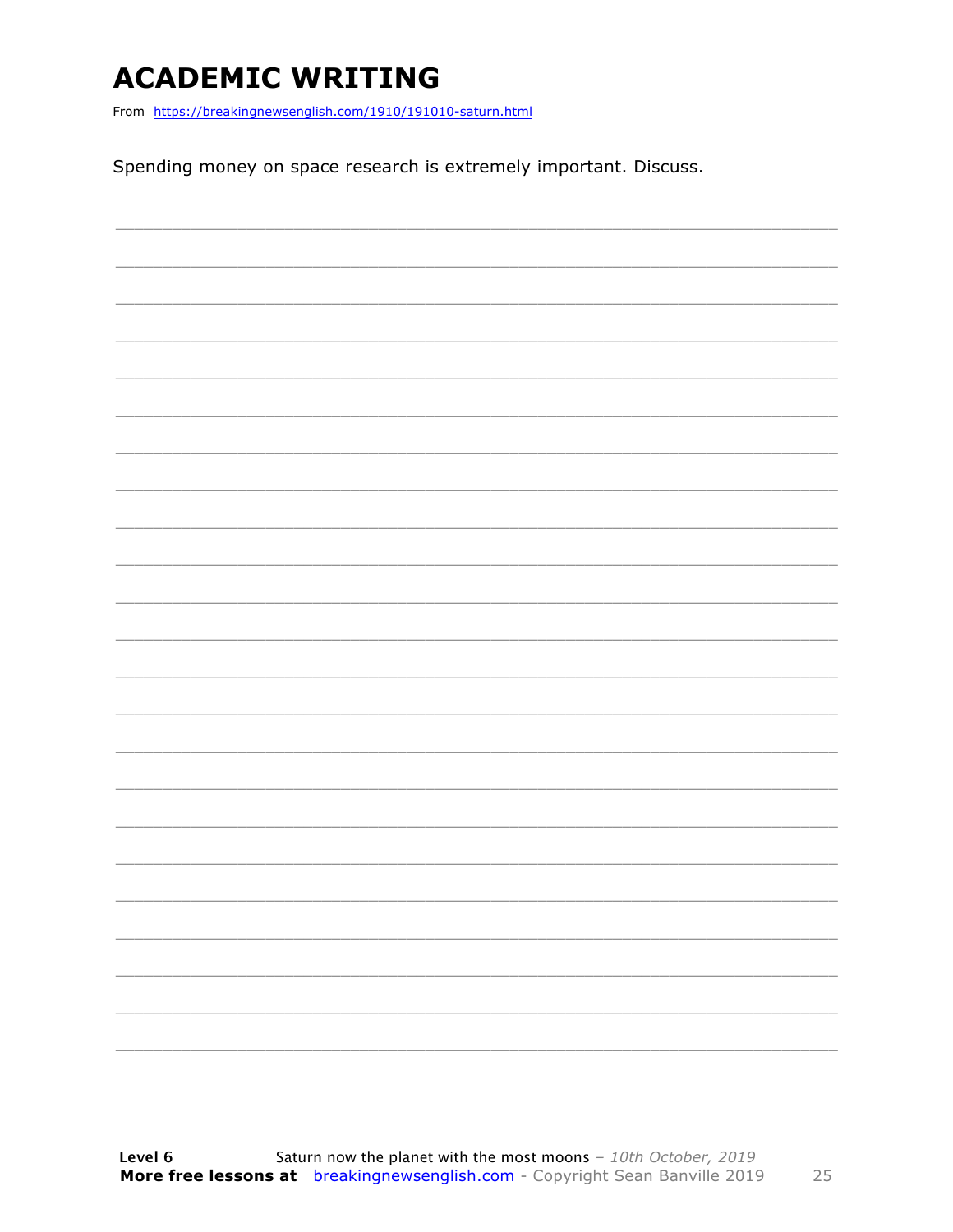# ACADEMIC WRITING

From https://breakingnewsenglish.com/1910/191010-saturn.html

Spending money on space research is extremely important. Discuss.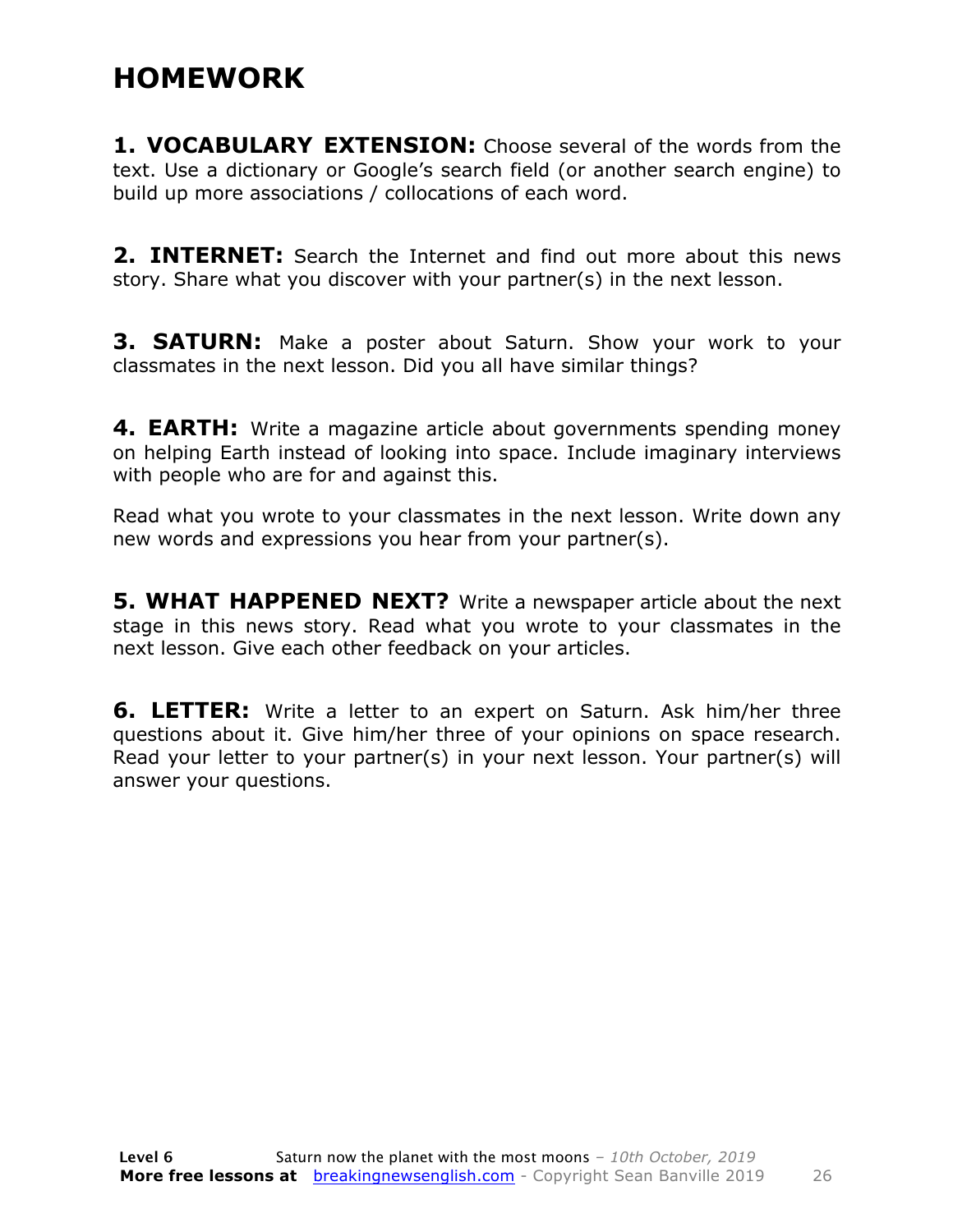# HOMEWORK

**1. VOCABULARY EXTENSION:** Choose several of the words from the text. Use a dictionary or Google's search field (or another search engine) to build up more associations / collocations of each word.

**2. INTERNET:** Search the Internet and find out more about this news story. Share what you discover with your partner(s) in the next lesson.

**3. SATURN:** Make a poster about Saturn. Show your work to your classmates in the next lesson. Did you all have similar things?

**4. EARTH:** Write a magazine article about governments spending money on helping Earth instead of looking into space. Include imaginary interviews with people who are for and against this.

Read what you wrote to your classmates in the next lesson. Write down any new words and expressions you hear from your partner(s).

**5. WHAT HAPPENED NEXT?** Write a newspaper article about the next stage in this news story. Read what you wrote to your classmates in the next lesson. Give each other feedback on your articles.

**6. LETTER:** Write a letter to an expert on Saturn. Ask him/her three questions about it. Give him/her three of your opinions on space research. Read your letter to your partner(s) in your next lesson. Your partner(s) will answer your questions.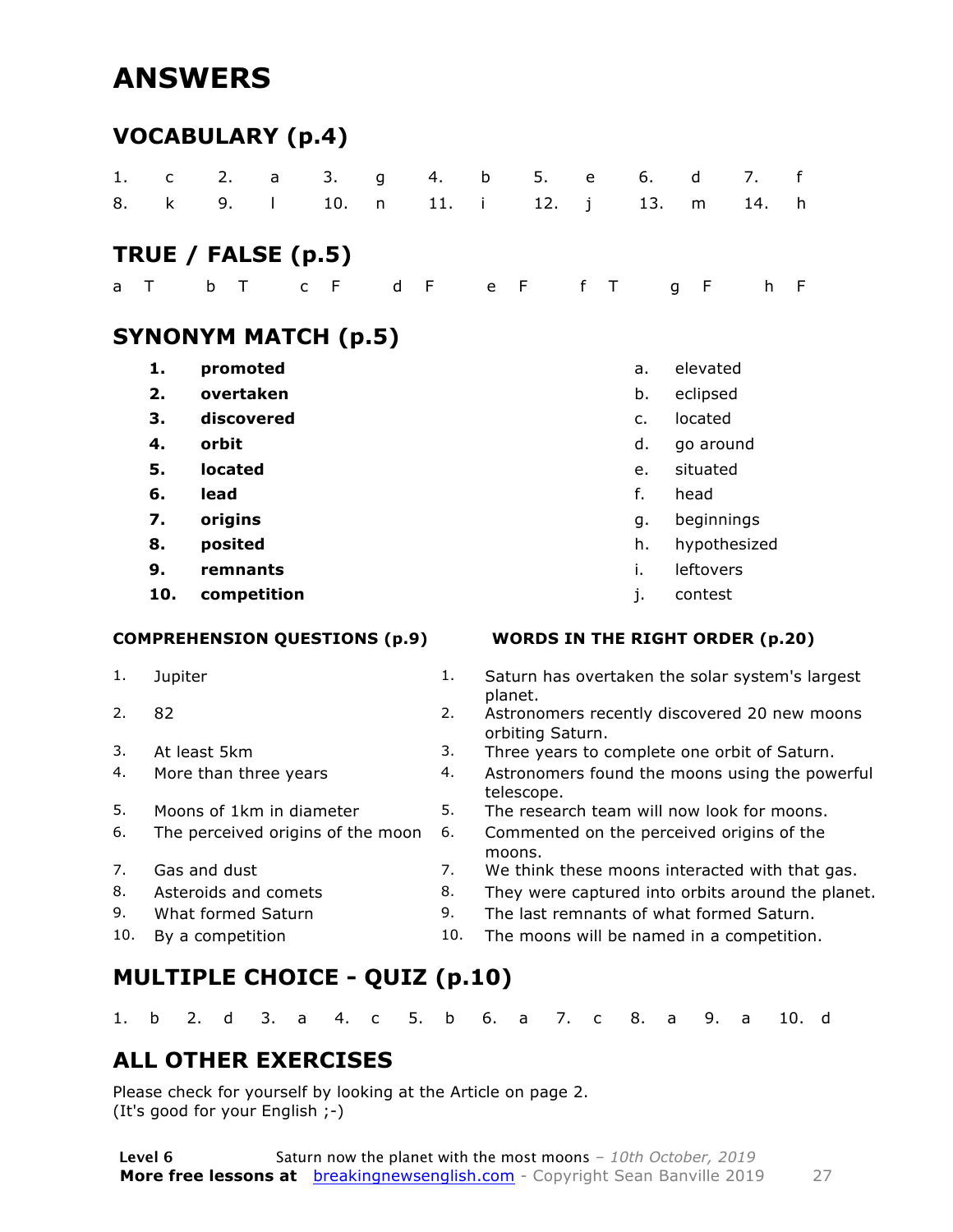# ANSWERS

## VOCABULARY (p.4)

| | | | | | | | | | | | | | |
|---|---|---|---|---|---|---|---|---|---|---|---|---|---|
| 1. | c | 2. | a | 3. | g | 4. | b | 5. | e | 6. | d | 7. | f |
| 8. | k | 9. | l | 10. | n | 11. | i | 12. | j | 13. | m | 14. | h |

## TRUE / FALSE (p.5)

| | | | | | | | | | | | | | | | |
|---|---|---|---|---|---|---|---|---|---|---|---|---|---|---|---|
| a | T | b | T | c | F | d | F | e | F | f | T | g | F | h | F |

## SYNONYM MATCH (p.5)

| | | | |
|---|---|---|---|
| **1.** | **promoted** | a. | elevated |
| **2.** | **overtaken** | b. | eclipsed |
| **3.** | **discovered** | c. | located |
| **4.** | **orbit** | d. | go around |
| **5.** | **located** | e. | situated |
| **6.** | **lead** | f. | head |
| **7.** | **origins** | g. | beginnings |
| **8.** | **posited** | h. | hypothesized |
| **9.** | **remnants** | i. | leftovers |
| **10.** | **competition** | j. | contest |

### COMPREHENSION QUESTIONS (p.9)

1. Jupiter
2. 82
3. At least 5km
4. More than three years
5. Moons of 1km in diameter
6. The perceived origins of the moon
7. Gas and dust
8. Asteroids and comets
9. What formed Saturn
10. By a competition

### WORDS IN THE RIGHT ORDER (p.20)

1. Saturn has overtaken the solar system's largest planet.
2. Astronomers recently discovered 20 new moons orbiting Saturn.
3. Three years to complete one orbit of Saturn.
4. Astronomers found the moons using the powerful telescope.
5. The research team will now look for moons.
6. Commented on the perceived origins of the moons.
7. We think these moons interacted with that gas.
8. They were captured into orbits around the planet.
9. The last remnants of what formed Saturn.
10. The moons will be named in a competition.

## MULTIPLE CHOICE - QUIZ (p.10)

| | | | | | | | | | | | | | | | | | | | |
|---|---|---|---|---|---|---|---|---|---|---|---|---|---|---|---|---|---|---|---|
| 1. | b | 2. | d | 3. | a | 4. | c | 5. | b | 6. | a | 7. | c | 8. | a | 9. | a | 10. | d |

## ALL OTHER EXERCISES

Please check for yourself by looking at the Article on page 2.
(It's good for your English ;-)